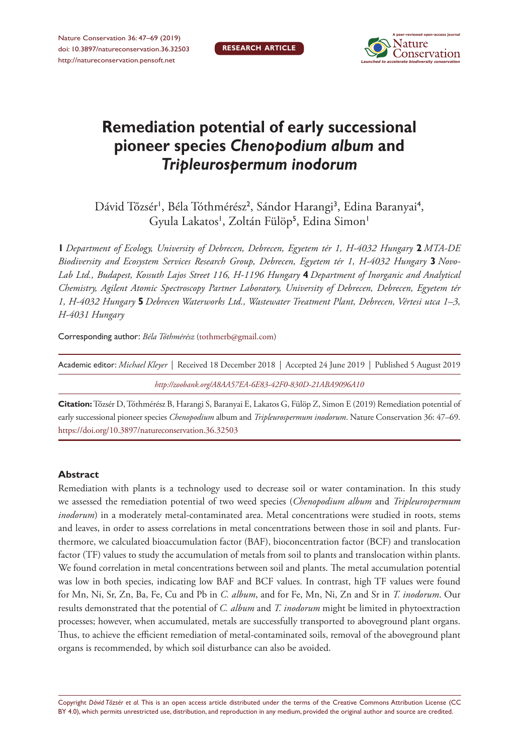# Remediation potential of early successional pioneer species *Chenopodium album* and *Tripleurospermum inodorum*

Dávid Tőzsér[1], Béla Tóthmérész[2], Sándor Harangi[3], Edina Baranyai[4], Gyula Lakatos[1], Zoltán Fülöp[5], Edina Simon[1]

**1** *Department of Ecology, University of Debrecen, Debrecen, Egyetem tér 1, H-4032 Hungary* **2** *MTA-DE Biodiversity and Ecosystem Services Research Group, Debrecen, Egyetem tér 1, H-4032 Hungary* **3** *Novo-Lab Ltd., Budapest, Kossuth Lajos Street 116, H-1196 Hungary* **4** *Department of Inorganic and Analytical Chemistry, Agilent Atomic Spectroscopy Partner Laboratory, University of Debrecen, Debrecen, Egyetem tér 1, H-4032 Hungary* **5** *Debrecen Waterworks Ltd., Wastewater Treatment Plant, Debrecen, Vértesi utca 1–3, H-4031 Hungary*

Corresponding author: *Béla Tóthmérész* (tothmerb@gmail.com)

Academic editor: *Michael Kleyer* | Received 18 December 2018 | Accepted 24 June 2019 | Published 5 August 2019

*http://zoobank.org/A8AA57EA-6E83-42F0-830D-21ABA9096A10*

**Citation:** Tőzsér D, Tóthmérész B, Harangi S, Baranyai E, Lakatos G, Fülöp Z, Simon E (2019) Remediation potential of early successional pioneer species *Chenopodium* album and *Tripleurospermum inodorum*. Nature Conservation 36: 47–69. https://doi.org/10.3897/natureconservation.36.32503

## Abstract

Remediation with plants is a technology used to decrease soil or water contamination. In this study we assessed the remediation potential of two weed species (*Chenopodium album* and *Tripleurospermum inodorum*) in a moderately metal-contaminated area. Metal concentrations were studied in roots, stems and leaves, in order to assess correlations in metal concentrations between those in soil and plants. Furthermore, we calculated bioaccumulation factor (BAF), bioconcentration factor (BCF) and translocation factor (TF) values to study the accumulation of metals from soil to plants and translocation within plants. We found correlation in metal concentrations between soil and plants. The metal accumulation potential was low in both species, indicating low BAF and BCF values. In contrast, high TF values were found for Mn, Ni, Sr, Zn, Ba, Fe, Cu and Pb in *C. album*, and for Fe, Mn, Ni, Zn and Sr in *T. inodorum*. Our results demonstrated that the potential of *C. album* and *T. inodorum* might be limited in phytoextraction processes; however, when accumulated, metals are successfully transported to aboveground plant organs. Thus, to achieve the efficient remediation of metal-contaminated soils, removal of the aboveground plant organs is recommended, by which soil disturbance can also be avoided.

Copyright *Dávid Tőzsér et al.* This is an open access article distributed under the terms of the Creative Commons Attribution License (CC BY 4.0), which permits unrestricted use, distribution, and reproduction in any medium, provided the original author and source are credited.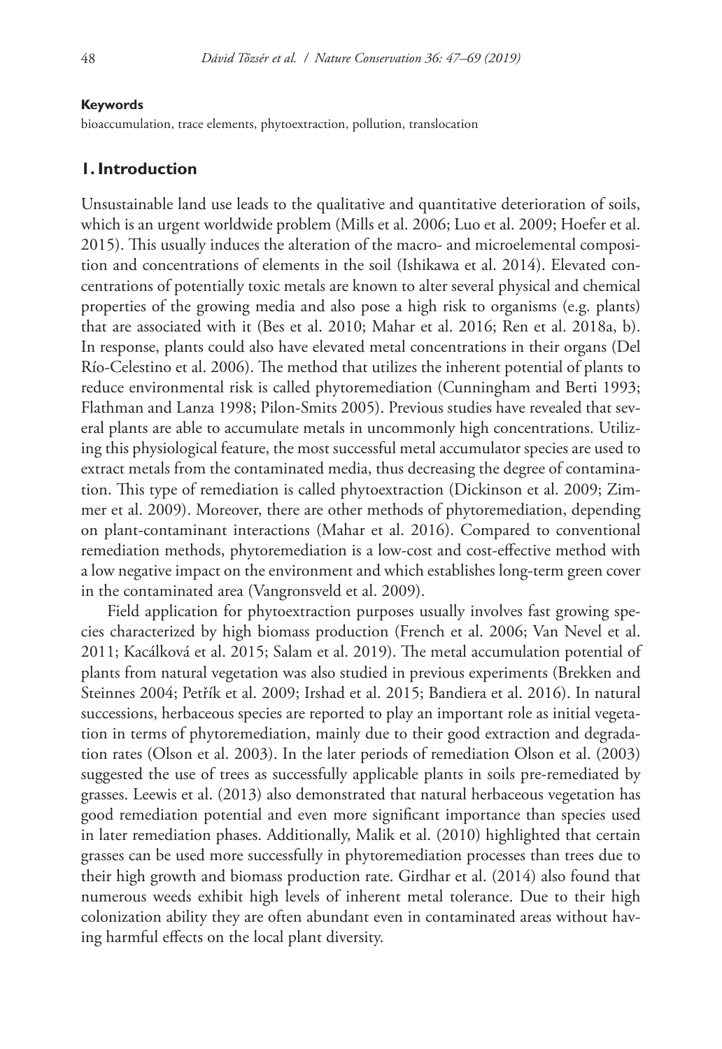**Keywords**

bioaccumulation, trace elements, phytoextraction, pollution, translocation

## 1. Introduction

Unsustainable land use leads to the qualitative and quantitative deterioration of soils, which is an urgent worldwide problem (Mills et al. 2006; Luo et al. 2009; Hoefer et al. 2015). This usually induces the alteration of the macro- and microelemental composition and concentrations of elements in the soil (Ishikawa et al. 2014). Elevated concentrations of potentially toxic metals are known to alter several physical and chemical properties of the growing media and also pose a high risk to organisms (e.g. plants) that are associated with it (Bes et al. 2010; Mahar et al. 2016; Ren et al. 2018a, b). In response, plants could also have elevated metal concentrations in their organs (Del Río-Celestino et al. 2006). The method that utilizes the inherent potential of plants to reduce environmental risk is called phytoremediation (Cunningham and Berti 1993; Flathman and Lanza 1998; Pilon-Smits 2005). Previous studies have revealed that several plants are able to accumulate metals in uncommonly high concentrations. Utilizing this physiological feature, the most successful metal accumulator species are used to extract metals from the contaminated media, thus decreasing the degree of contamination. This type of remediation is called phytoextraction (Dickinson et al. 2009; Zimmer et al. 2009). Moreover, there are other methods of phytoremediation, depending on plant-contaminant interactions (Mahar et al. 2016). Compared to conventional remediation methods, phytoremediation is a low-cost and cost-effective method with a low negative impact on the environment and which establishes long-term green cover in the contaminated area (Vangronsveld et al. 2009).

Field application for phytoextraction purposes usually involves fast growing species characterized by high biomass production (French et al. 2006; Van Nevel et al. 2011; Kacálková et al. 2015; Salam et al. 2019). The metal accumulation potential of plants from natural vegetation was also studied in previous experiments (Brekken and Steinnes 2004; Petřík et al. 2009; Irshad et al. 2015; Bandiera et al. 2016). In natural successions, herbaceous species are reported to play an important role as initial vegetation in terms of phytoremediation, mainly due to their good extraction and degradation rates (Olson et al. 2003). In the later periods of remediation Olson et al. (2003) suggested the use of trees as successfully applicable plants in soils pre-remediated by grasses. Leewis et al. (2013) also demonstrated that natural herbaceous vegetation has good remediation potential and even more significant importance than species used in later remediation phases. Additionally, Malik et al. (2010) highlighted that certain grasses can be used more successfully in phytoremediation processes than trees due to their high growth and biomass production rate. Girdhar et al. (2014) also found that numerous weeds exhibit high levels of inherent metal tolerance. Due to their high colonization ability they are often abundant even in contaminated areas without having harmful effects on the local plant diversity.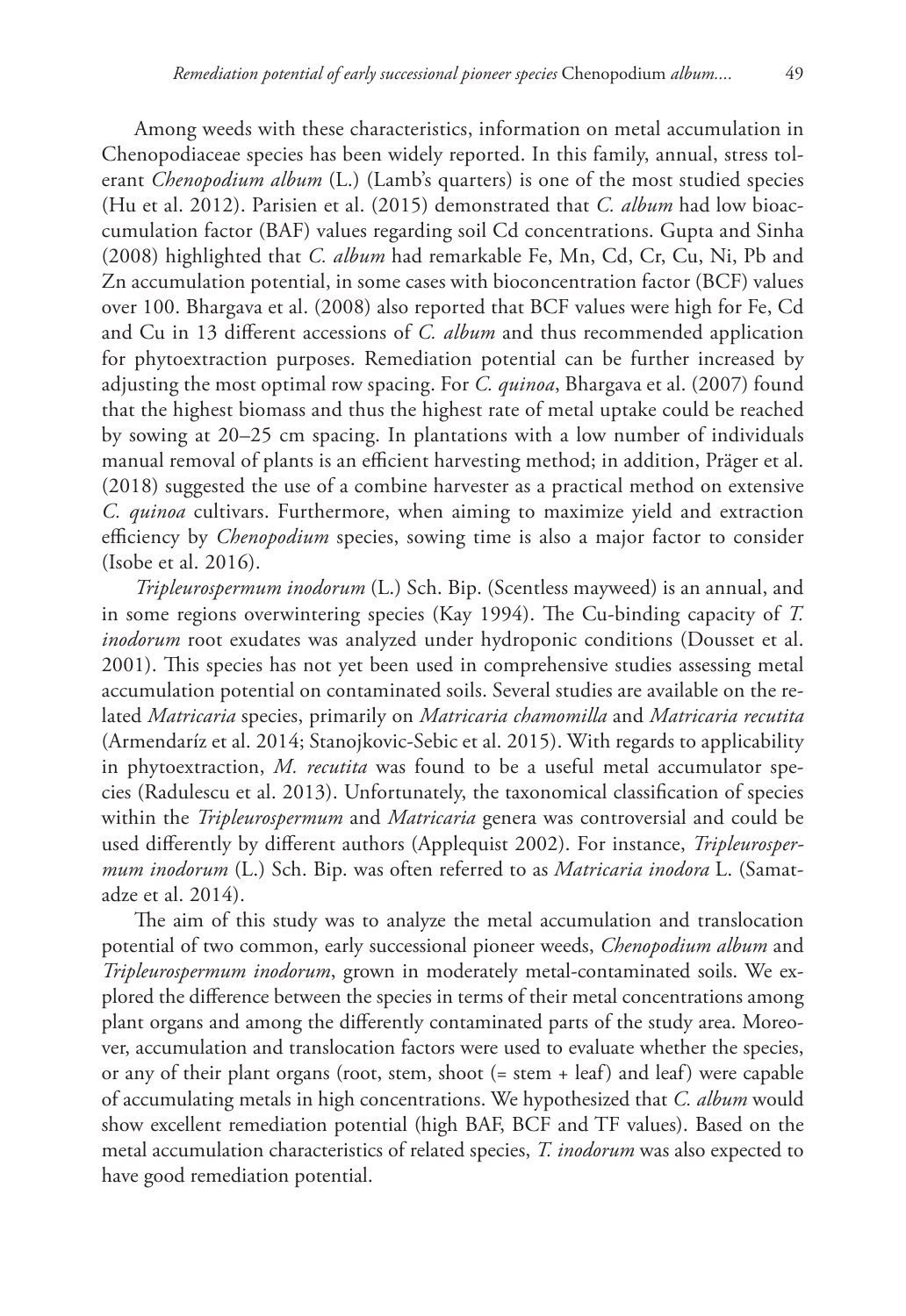Among weeds with these characteristics, information on metal accumulation in Chenopodiaceae species has been widely reported. In this family, annual, stress tolerant *Chenopodium album* (L.) (Lamb's quarters) is one of the most studied species (Hu et al. 2012). Parisien et al. (2015) demonstrated that *C. album* had low bioaccumulation factor (BAF) values regarding soil Cd concentrations. Gupta and Sinha (2008) highlighted that *C. album* had remarkable Fe, Mn, Cd, Cr, Cu, Ni, Pb and Zn accumulation potential, in some cases with bioconcentration factor (BCF) values over 100. Bhargava et al. (2008) also reported that BCF values were high for Fe, Cd and Cu in 13 different accessions of *C. album* and thus recommended application for phytoextraction purposes. Remediation potential can be further increased by adjusting the most optimal row spacing. For *C. quinoa*, Bhargava et al. (2007) found that the highest biomass and thus the highest rate of metal uptake could be reached by sowing at 20–25 cm spacing. In plantations with a low number of individuals manual removal of plants is an efficient harvesting method; in addition, Präger et al. (2018) suggested the use of a combine harvester as a practical method on extensive *C. quinoa* cultivars. Furthermore, when aiming to maximize yield and extraction efficiency by *Chenopodium* species, sowing time is also a major factor to consider (Isobe et al. 2016).

*Tripleurospermum inodorum* (L.) Sch. Bip. (Scentless mayweed) is an annual, and in some regions overwintering species (Kay 1994). The Cu-binding capacity of *T. inodorum* root exudates was analyzed under hydroponic conditions (Dousset et al. 2001). This species has not yet been used in comprehensive studies assessing metal accumulation potential on contaminated soils. Several studies are available on the related *Matricaria* species, primarily on *Matricaria chamomilla* and *Matricaria recutita* (Armendaríz et al. 2014; Stanojkovic-Sebic et al. 2015). With regards to applicability in phytoextraction, *M. recutita* was found to be a useful metal accumulator species (Radulescu et al. 2013). Unfortunately, the taxonomical classification of species within the *Tripleurospermum* and *Matricaria* genera was controversial and could be used differently by different authors (Applequist 2002). For instance, *Tripleurospermum inodorum* (L.) Sch. Bip. was often referred to as *Matricaria inodora* L. (Samatadze et al. 2014).

The aim of this study was to analyze the metal accumulation and translocation potential of two common, early successional pioneer weeds, *Chenopodium album* and *Tripleurospermum inodorum*, grown in moderately metal-contaminated soils. We explored the difference between the species in terms of their metal concentrations among plant organs and among the differently contaminated parts of the study area. Moreover, accumulation and translocation factors were used to evaluate whether the species, or any of their plant organs (root, stem, shoot (= stem + leaf) and leaf) were capable of accumulating metals in high concentrations. We hypothesized that *C. album* would show excellent remediation potential (high BAF, BCF and TF values). Based on the metal accumulation characteristics of related species, *T. inodorum* was also expected to have good remediation potential.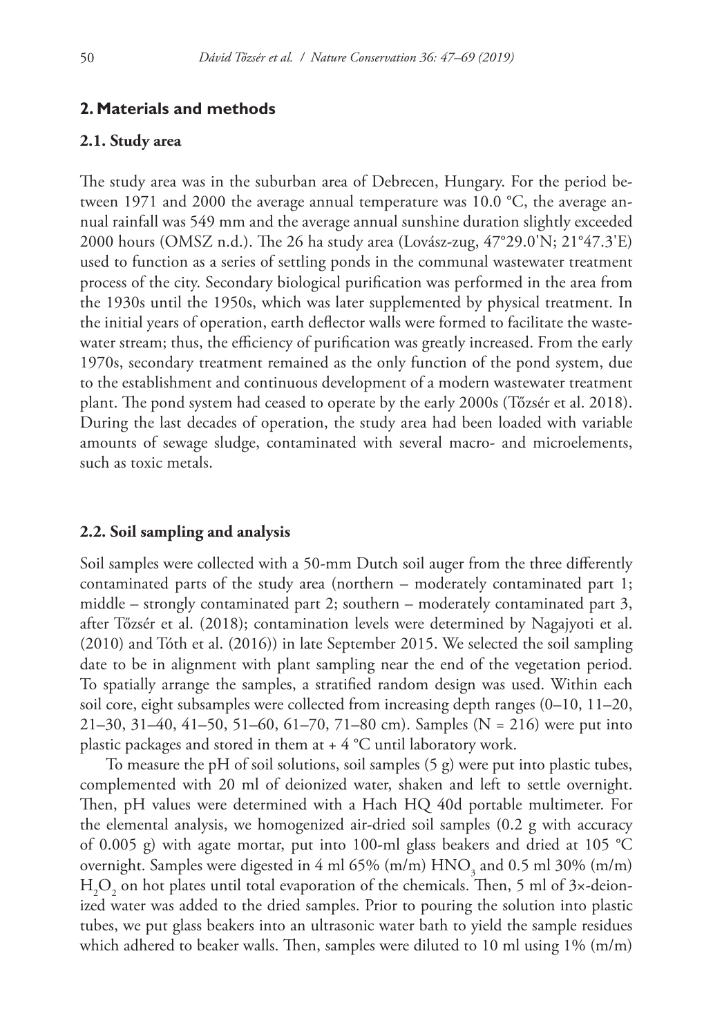## 2. Materials and methods

### 2.1. Study area

The study area was in the suburban area of Debrecen, Hungary. For the period between 1971 and 2000 the average annual temperature was 10.0 °C, the average annual rainfall was 549 mm and the average annual sunshine duration slightly exceeded 2000 hours (OMSZ n.d.). The 26 ha study area (Lovász-zug, 47°29.0'N; 21°47.3'E) used to function as a series of settling ponds in the communal wastewater treatment process of the city. Secondary biological purification was performed in the area from the 1930s until the 1950s, which was later supplemented by physical treatment. In the initial years of operation, earth deflector walls were formed to facilitate the wastewater stream; thus, the efficiency of purification was greatly increased. From the early 1970s, secondary treatment remained as the only function of the pond system, due to the establishment and continuous development of a modern wastewater treatment plant. The pond system had ceased to operate by the early 2000s (Tőzsér et al. 2018). During the last decades of operation, the study area had been loaded with variable amounts of sewage sludge, contaminated with several macro- and microelements, such as toxic metals.

### 2.2. Soil sampling and analysis

Soil samples were collected with a 50-mm Dutch soil auger from the three differently contaminated parts of the study area (northern – moderately contaminated part 1; middle – strongly contaminated part 2; southern – moderately contaminated part 3, after Tőzsér et al. (2018); contamination levels were determined by Nagajyoti et al. (2010) and Tóth et al. (2016)) in late September 2015. We selected the soil sampling date to be in alignment with plant sampling near the end of the vegetation period. To spatially arrange the samples, a stratified random design was used. Within each soil core, eight subsamples were collected from increasing depth ranges (0–10, 11–20, 21–30, 31–40, 41–50, 51–60, 61–70, 71–80 cm). Samples (N = 216) were put into plastic packages and stored in them at + 4 °C until laboratory work.

To measure the pH of soil solutions, soil samples (5 g) were put into plastic tubes, complemented with 20 ml of deionized water, shaken and left to settle overnight. Then, pH values were determined with a Hach HQ 40d portable multimeter. For the elemental analysis, we homogenized air-dried soil samples (0.2 g with accuracy of 0.005 g) with agate mortar, put into 100-ml glass beakers and dried at 105 °C overnight. Samples were digested in 4 ml 65% (m/m) $HNO_3$ and 0.5 ml 30% (m/m) $H_2O_2$ on hot plates until total evaporation of the chemicals. Then, 5 ml of 3×-deionized water was added to the dried samples. Prior to pouring the solution into plastic tubes, we put glass beakers into an ultrasonic water bath to yield the sample residues which adhered to beaker walls. Then, samples were diluted to 10 ml using 1% (m/m)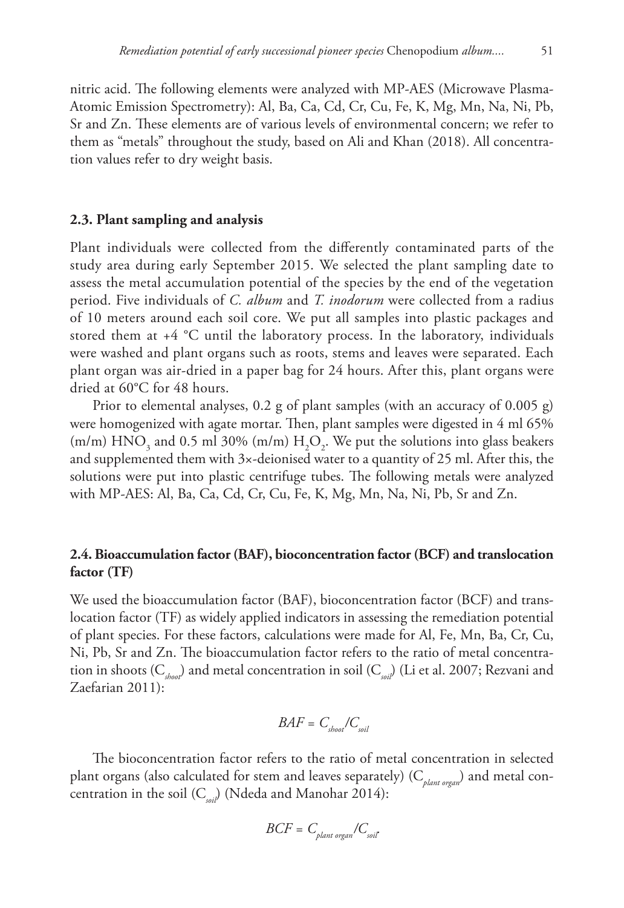nitric acid. The following elements were analyzed with MP-AES (Microwave Plasma-Atomic Emission Spectrometry): Al, Ba, Ca, Cd, Cr, Cu, Fe, K, Mg, Mn, Na, Ni, Pb, Sr and Zn. These elements are of various levels of environmental concern; we refer to them as "metals" throughout the study, based on Ali and Khan (2018). All concentration values refer to dry weight basis.

### 2.3. Plant sampling and analysis

Plant individuals were collected from the differently contaminated parts of the study area during early September 2015. We selected the plant sampling date to assess the metal accumulation potential of the species by the end of the vegetation period. Five individuals of *C. album* and *T. inodorum* were collected from a radius of 10 meters around each soil core. We put all samples into plastic packages and stored them at +4 °C until the laboratory process. In the laboratory, individuals were washed and plant organs such as roots, stems and leaves were separated. Each plant organ was air-dried in a paper bag for 24 hours. After this, plant organs were dried at 60°C for 48 hours.

Prior to elemental analyses, 0.2 g of plant samples (with an accuracy of 0.005 g) were homogenized with agate mortar. Then, plant samples were digested in 4 ml 65% (m/m) $HNO_3$ and 0.5 ml 30% (m/m) $H_2O_2$. We put the solutions into glass beakers and supplemented them with 3×-deionised water to a quantity of 25 ml. After this, the solutions were put into plastic centrifuge tubes. The following metals were analyzed with MP-AES: Al, Ba, Ca, Cd, Cr, Cu, Fe, K, Mg, Mn, Na, Ni, Pb, Sr and Zn.

### 2.4. Bioaccumulation factor (BAF), bioconcentration factor (BCF) and translocation factor (TF)

We used the bioaccumulation factor (BAF), bioconcentration factor (BCF) and translocation factor (TF) as widely applied indicators in assessing the remediation potential of plant species. For these factors, calculations were made for Al, Fe, Mn, Ba, Cr, Cu, Ni, Pb, Sr and Zn. The bioaccumulation factor refers to the ratio of metal concentration in shoots ($C_{shoot}$) and metal concentration in soil ($C_{soil}$) (Li et al. 2007; Rezvani and Zaefarian 2011):

$$BAF = C_{shoot}/C_{soil}$$

The bioconcentration factor refers to the ratio of metal concentration in selected plant organs (also calculated for stem and leaves separately) ($C_{plant\ organ}$) and metal concentration in the soil ($C_{soil}$) (Ndeda and Manohar 2014):

$$BCF = C_{plant\ organ}/C_{soil}.$$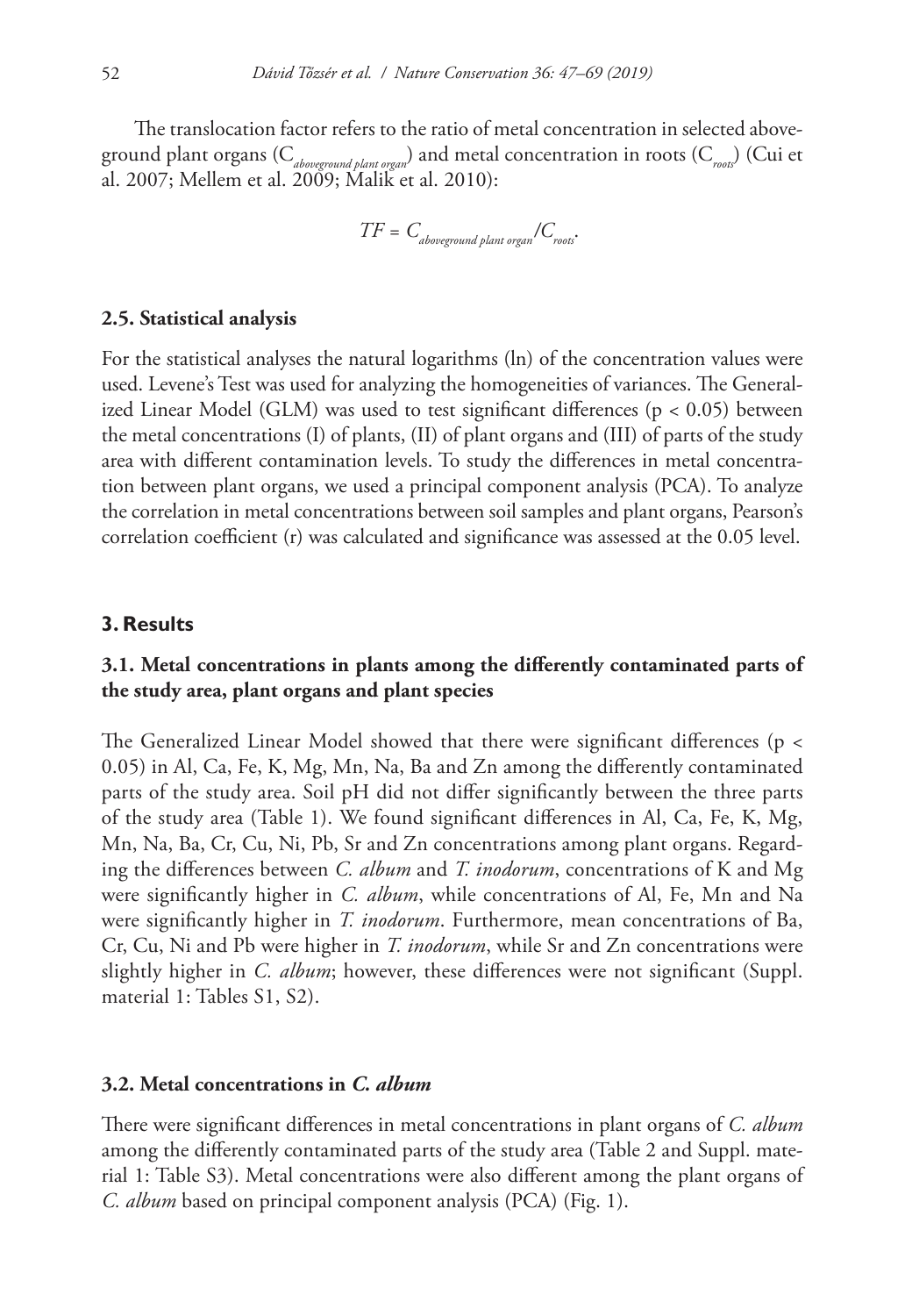The translocation factor refers to the ratio of metal concentration in selected aboveground plant organs ($C_{aboveground\ plant\ organ}$) and metal concentration in roots ($C_{roots}$) (Cui et al. 2007; Mellem et al. 2009; Malik et al. 2010):

$$TF = C_{aboveground\ plant\ organ}/C_{roots}.$$

### 2.5. Statistical analysis

For the statistical analyses the natural logarithms (ln) of the concentration values were used. Levene's Test was used for analyzing the homogeneities of variances. The Generalized Linear Model (GLM) was used to test significant differences ($p < 0.05$) between the metal concentrations (I) of plants, (II) of plant organs and (III) of parts of the study area with different contamination levels. To study the differences in metal concentration between plant organs, we used a principal component analysis (PCA). To analyze the correlation in metal concentrations between soil samples and plant organs, Pearson's correlation coefficient (r) was calculated and significance was assessed at the 0.05 level.

## 3. Results

### 3.1. Metal concentrations in plants among the differently contaminated parts of the study area, plant organs and plant species

The Generalized Linear Model showed that there were significant differences ($p < 0.05$) in Al, Ca, Fe, K, Mg, Mn, Na, Ba and Zn among the differently contaminated parts of the study area. Soil pH did not differ significantly between the three parts of the study area (Table 1). We found significant differences in Al, Ca, Fe, K, Mg, Mn, Na, Ba, Cr, Cu, Ni, Pb, Sr and Zn concentrations among plant organs. Regarding the differences between *C. album* and *T. inodorum*, concentrations of K and Mg were significantly higher in *C. album*, while concentrations of Al, Fe, Mn and Na were significantly higher in *T. inodorum*. Furthermore, mean concentrations of Ba, Cr, Cu, Ni and Pb were higher in *T. inodorum*, while Sr and Zn concentrations were slightly higher in *C. album*; however, these differences were not significant (Suppl. material 1: Tables S1, S2).

### 3.2. Metal concentrations in *C. album*

There were significant differences in metal concentrations in plant organs of *C. album* among the differently contaminated parts of the study area (Table 2 and Suppl. material 1: Table S3). Metal concentrations were also different among the plant organs of *C. album* based on principal component analysis (PCA) (Fig. 1).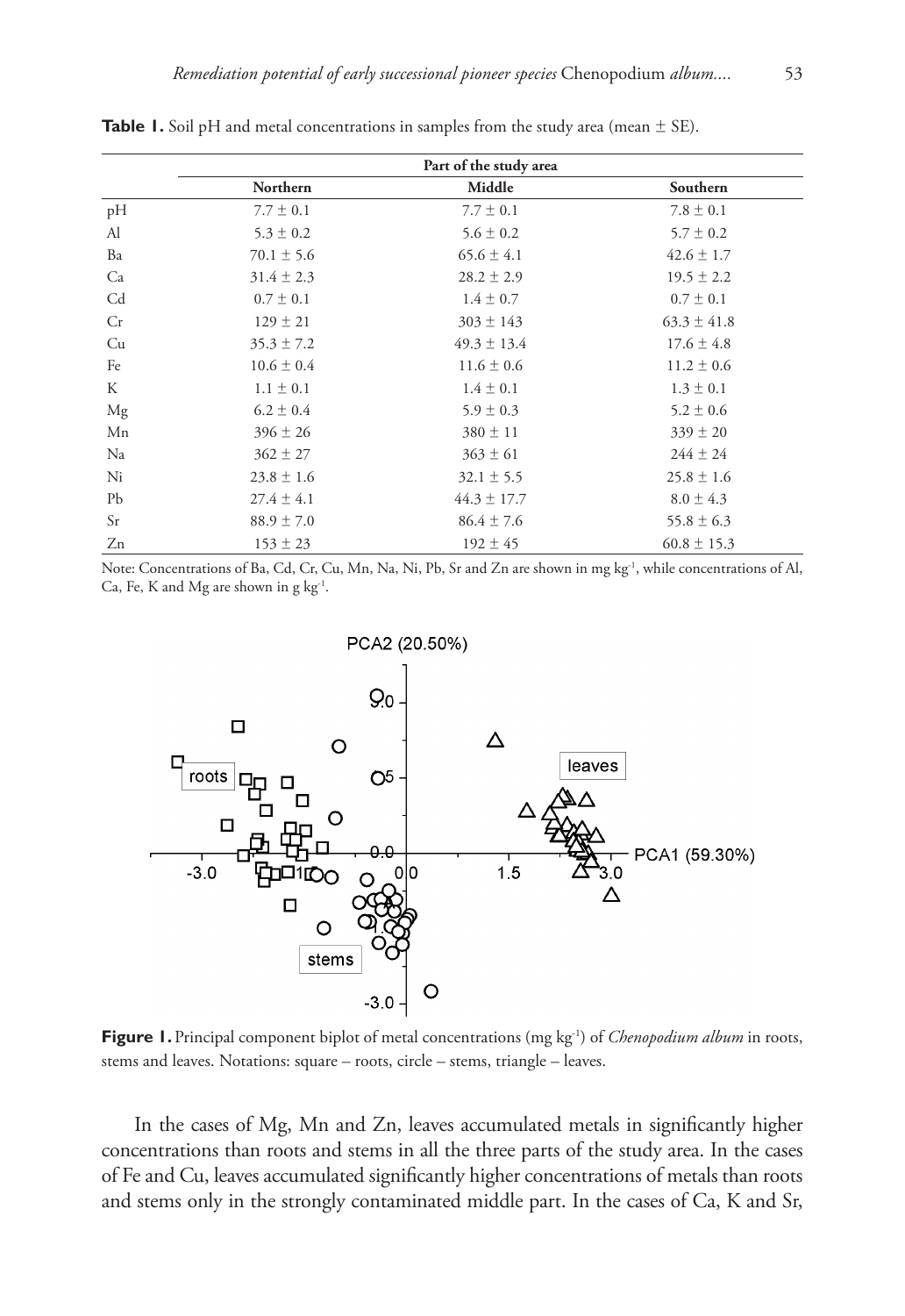**Table 1.** Soil pH and metal concentrations in samples from the study area (mean ± SE).

| | Part of the study area | | |
|---|---|---|---|
| | Northern | Middle | Southern |
| pH | 7.7 ± 0.1 | 7.7 ± 0.1 | 7.8 ± 0.1 |
| Al | 5.3 ± 0.2 | 5.6 ± 0.2 | 5.7 ± 0.2 |
| Ba | 70.1 ± 5.6 | 65.6 ± 4.1 | 42.6 ± 1.7 |
| Ca | 31.4 ± 2.3 | 28.2 ± 2.9 | 19.5 ± 2.2 |
| Cd | 0.7 ± 0.1 | 1.4 ± 0.7 | 0.7 ± 0.1 |
| Cr | 129 ± 21 | 303 ± 143 | 63.3 ± 41.8 |
| Cu | 35.3 ± 7.2 | 49.3 ± 13.4 | 17.6 ± 4.8 |
| Fe | 10.6 ± 0.4 | 11.6 ± 0.6 | 11.2 ± 0.6 |
| K | 1.1 ± 0.1 | 1.4 ± 0.1 | 1.3 ± 0.1 |
| Mg | 6.2 ± 0.4 | 5.9 ± 0.3 | 5.2 ± 0.6 |
| Mn | 396 ± 26 | 380 ± 11 | 339 ± 20 |
| Na | 362 ± 27 | 363 ± 61 | 244 ± 24 |
| Ni | 23.8 ± 1.6 | 32.1 ± 5.5 | 25.8 ± 1.6 |
| Pb | 27.4 ± 4.1 | 44.3 ± 17.7 | 8.0 ± 4.3 |
| Sr | 88.9 ± 7.0 | 86.4 ± 7.6 | 55.8 ± 6.3 |
| Zn | 153 ± 23 | 192 ± 45 | 60.8 ± 15.3 |

Note: Concentrations of Ba, Cd, Cr, Cu, Mn, Na, Ni, Pb, Sr and Zn are shown in mg kg$^{-1}$, while concentrations of Al, Ca, Fe, K and Mg are shown in g kg$^{-1}$.

**Figure 1.** Principal component biplot of metal concentrations (mg kg$^{-1}$) of *Chenopodium album* in roots, stems and leaves. Notations: square – roots, circle – stems, triangle – leaves.

In the cases of Mg, Mn and Zn, leaves accumulated metals in significantly higher concentrations than roots and stems in all the three parts of the study area. In the cases of Fe and Cu, leaves accumulated significantly higher concentrations of metals than roots and stems only in the strongly contaminated middle part. In the cases of Ca, K and Sr,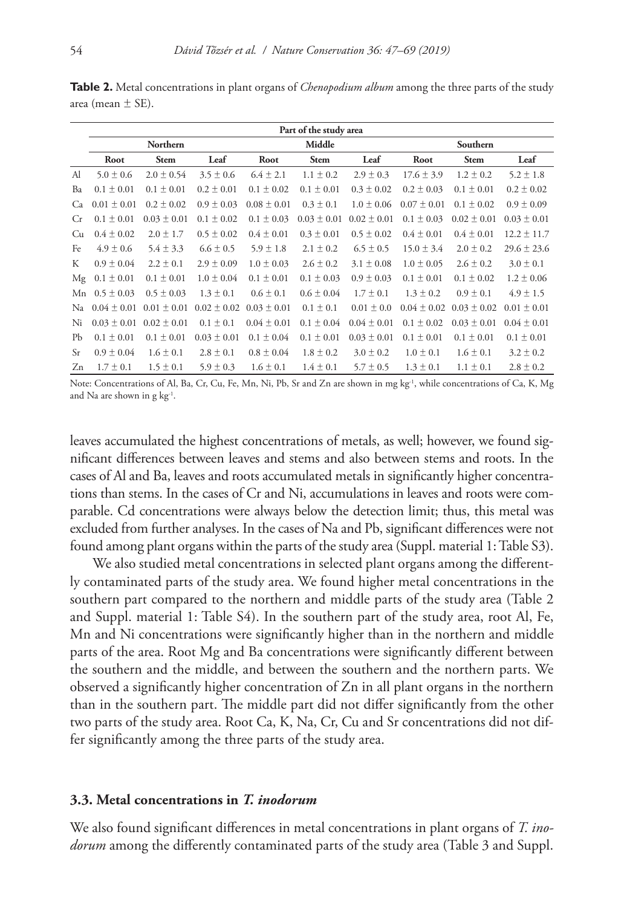**Table 2.** Metal concentrations in plant organs of *Chenopodium album* among the three parts of the study area (mean ± SE).

| | Part of the study area | | | | | | | | |
|---|---|---|---|---|---|---|---|---|---|
| | Northern | | | Middle | | | Southern | | |
| | Root | Stem | Leaf | Root | Stem | Leaf | Root | Stem | Leaf |
| Al | 5.0 ± 0.6 | 2.0 ± 0.54 | 3.5 ± 0.6 | 6.4 ± 2.1 | 1.1 ± 0.2 | 2.9 ± 0.3 | 17.6 ± 3.9 | 1.2 ± 0.2 | 5.2 ± 1.8 |
| Ba | 0.1 ± 0.01 | 0.1 ± 0.01 | 0.2 ± 0.01 | 0.1 ± 0.02 | 0.1 ± 0.01 | 0.3 ± 0.02 | 0.2 ± 0.03 | 0.1 ± 0.01 | 0.2 ± 0.02 |
| Ca | 0.01 ± 0.01 | 0.2 ± 0.02 | 0.9 ± 0.03 | 0.08 ± 0.01 | 0.3 ± 0.1 | 1.0 ± 0.06 | 0.07 ± 0.01 | 0.1 ± 0.02 | 0.9 ± 0.09 |
| Cr | 0.1 ± 0.01 | 0.03 ± 0.01 | 0.1 ± 0.02 | 0.1 ± 0.03 | 0.03 ± 0.01 | 0.02 ± 0.01 | 0.1 ± 0.03 | 0.02 ± 0.01 | 0.03 ± 0.01 |
| Cu | 0.4 ± 0.02 | 2.0 ± 1.7 | 0.5 ± 0.02 | 0.4 ± 0.01 | 0.3 ± 0.01 | 0.5 ± 0.02 | 0.4 ± 0.01 | 0.4 ± 0.01 | 12.2 ± 11.7 |
| Fe | 4.9 ± 0.6 | 5.4 ± 3.3 | 6.6 ± 0.5 | 5.9 ± 1.8 | 2.1 ± 0.2 | 6.5 ± 0.5 | 15.0 ± 3.4 | 2.0 ± 0.2 | 29.6 ± 23.6 |
| K | 0.9 ± 0.04 | 2.2 ± 0.1 | 2.9 ± 0.09 | 1.0 ± 0.03 | 2.6 ± 0.2 | 3.1 ± 0.08 | 1.0 ± 0.05 | 2.6 ± 0.2 | 3.0 ± 0.1 |
| Mg | 0.1 ± 0.01 | 0.1 ± 0.01 | 1.0 ± 0.04 | 0.1 ± 0.01 | 0.1 ± 0.03 | 0.9 ± 0.03 | 0.1 ± 0.01 | 0.1 ± 0.02 | 1.2 ± 0.06 |
| Mn | 0.5 ± 0.03 | 0.5 ± 0.03 | 1.3 ± 0.1 | 0.6 ± 0.1 | 0.6 ± 0.04 | 1.7 ± 0.1 | 1.3 ± 0.2 | 0.9 ± 0.1 | 4.9 ± 1.5 |
| Na | 0.04 ± 0.01 | 0.01 ± 0.01 | 0.02 ± 0.02 | 0.03 ± 0.01 | 0.1 ± 0.1 | 0.01 ± 0.0 | 0.04 ± 0.02 | 0.03 ± 0.02 | 0.01 ± 0.01 |
| Ni | 0.03 ± 0.01 | 0.02 ± 0.01 | 0.1 ± 0.1 | 0.04 ± 0.01 | 0.1 ± 0.04 | 0.04 ± 0.01 | 0.1 ± 0.02 | 0.03 ± 0.01 | 0.04 ± 0.01 |
| Pb | 0.1 ± 0.01 | 0.1 ± 0.01 | 0.03 ± 0.01 | 0.1 ± 0.04 | 0.1 ± 0.01 | 0.03 ± 0.01 | 0.1 ± 0.01 | 0.1 ± 0.01 | 0.1 ± 0.01 |
| Sr | 0.9 ± 0.04 | 1.6 ± 0.1 | 2.8 ± 0.1 | 0.8 ± 0.04 | 1.8 ± 0.2 | 3.0 ± 0.2 | 1.0 ± 0.1 | 1.6 ± 0.1 | 3.2 ± 0.2 |
| Zn | 1.7 ± 0.1 | 1.5 ± 0.1 | 5.9 ± 0.3 | 1.6 ± 0.1 | 1.4 ± 0.1 | 5.7 ± 0.5 | 1.3 ± 0.1 | 1.1 ± 0.1 | 2.8 ± 0.2 |

Note: Concentrations of Al, Ba, Cr, Cu, Fe, Mn, Ni, Pb, Sr and Zn are shown in mg $kg^{-1}$, while concentrations of Ca, K, Mg and Na are shown in g $kg^{-1}$.

leaves accumulated the highest concentrations of metals, as well; however, we found significant differences between leaves and stems and also between stems and roots. In the cases of Al and Ba, leaves and roots accumulated metals in significantly higher concentrations than stems. In the cases of Cr and Ni, accumulations in leaves and roots were comparable. Cd concentrations were always below the detection limit; thus, this metal was excluded from further analyses. In the cases of Na and Pb, significant differences were not found among plant organs within the parts of the study area (Suppl. material 1: Table S3).

We also studied metal concentrations in selected plant organs among the differently contaminated parts of the study area. We found higher metal concentrations in the southern part compared to the northern and middle parts of the study area (Table 2 and Suppl. material 1: Table S4). In the southern part of the study area, root Al, Fe, Mn and Ni concentrations were significantly higher than in the northern and middle parts of the area. Root Mg and Ba concentrations were significantly different between the southern and the middle, and between the southern and the northern parts. We observed a significantly higher concentration of Zn in all plant organs in the northern than in the southern part. The middle part did not differ significantly from the other two parts of the study area. Root Ca, K, Na, Cr, Cu and Sr concentrations did not differ significantly among the three parts of the study area.

### 3.3. Metal concentrations in *T. inodorum*

We also found significant differences in metal concentrations in plant organs of *T. inodorum* among the differently contaminated parts of the study area (Table 3 and Suppl.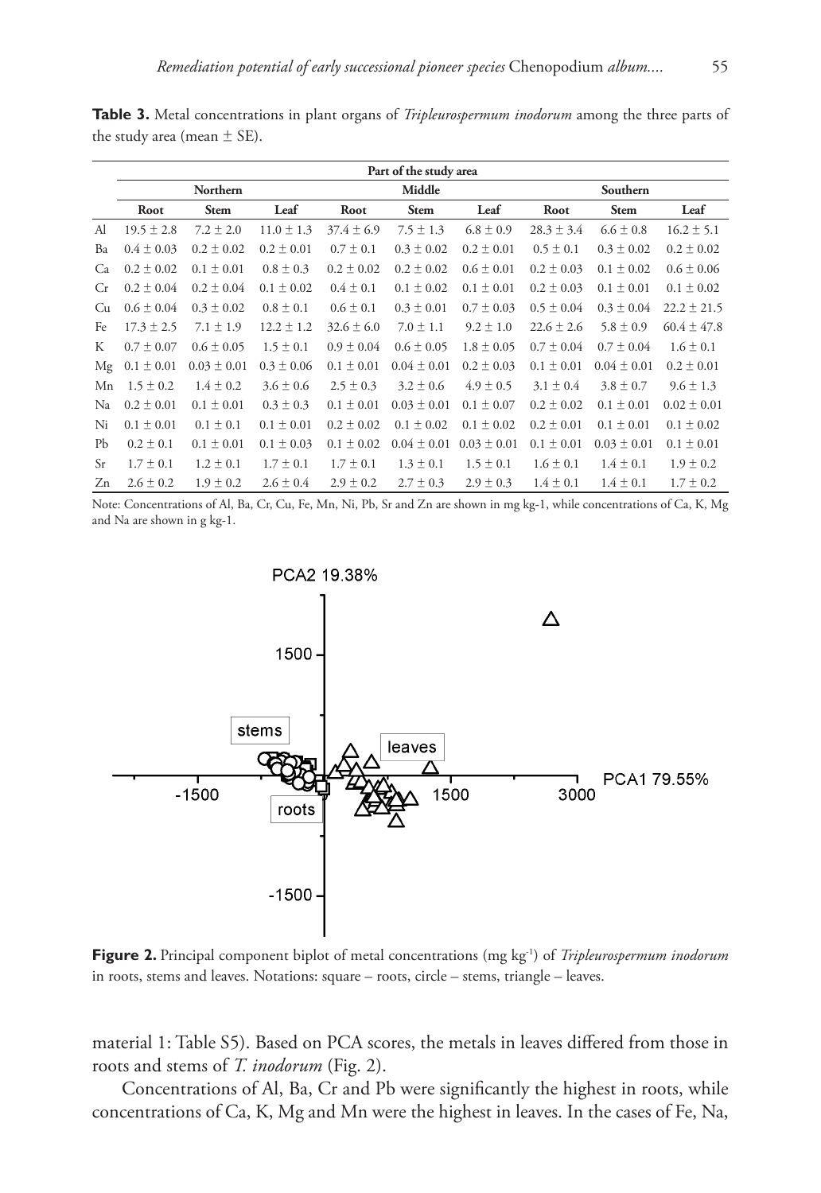**Table 3.** Metal concentrations in plant organs of *Tripleurospermum inodorum* among the three parts of the study area (mean ± SE).

| | Part of the study area | | | | | | | | |
|---|---|---|---|---|---|---|---|---|---|
| | Northern | | | Middle | | | Southern | | |
| | Root | Stem | Leaf | Root | Stem | Leaf | Root | Stem | Leaf |
| Al | 19.5 ± 2.8 | 7.2 ± 2.0 | 11.0 ± 1.3 | 37.4 ± 6.9 | 7.5 ± 1.3 | 6.8 ± 0.9 | 28.3 ± 3.4 | 6.6 ± 0.8 | 16.2 ± 5.1 |
| Ba | 0.4 ± 0.03 | 0.2 ± 0.02 | 0.2 ± 0.01 | 0.7 ± 0.1 | 0.3 ± 0.02 | 0.2 ± 0.01 | 0.5 ± 0.1 | 0.3 ± 0.02 | 0.2 ± 0.02 |
| Ca | 0.2 ± 0.02 | 0.1 ± 0.01 | 0.8 ± 0.3 | 0.2 ± 0.02 | 0.2 ± 0.02 | 0.6 ± 0.01 | 0.2 ± 0.03 | 0.1 ± 0.02 | 0.6 ± 0.06 |
| Cr | 0.2 ± 0.04 | 0.2 ± 0.04 | 0.1 ± 0.02 | 0.4 ± 0.1 | 0.1 ± 0.02 | 0.1 ± 0.01 | 0.2 ± 0.03 | 0.1 ± 0.01 | 0.1 ± 0.02 |
| Cu | 0.6 ± 0.04 | 0.3 ± 0.02 | 0.8 ± 0.1 | 0.6 ± 0.1 | 0.3 ± 0.01 | 0.7 ± 0.03 | 0.5 ± 0.04 | 0.3 ± 0.04 | 22.2 ± 21.5 |
| Fe | 17.3 ± 2.5 | 7.1 ± 1.9 | 12.2 ± 1.2 | 32.6 ± 6.0 | 7.0 ± 1.1 | 9.2 ± 1.0 | 22.6 ± 2.6 | 5.8 ± 0.9 | 60.4 ± 47.8 |
| K | 0.7 ± 0.07 | 0.6 ± 0.05 | 1.5 ± 0.1 | 0.9 ± 0.04 | 0.6 ± 0.05 | 1.8 ± 0.05 | 0.7 ± 0.04 | 0.7 ± 0.04 | 1.6 ± 0.1 |
| Mg | 0.1 ± 0.01 | 0.03 ± 0.01 | 0.3 ± 0.06 | 0.1 ± 0.01 | 0.04 ± 0.01 | 0.2 ± 0.03 | 0.1 ± 0.01 | 0.04 ± 0.01 | 0.2 ± 0.01 |
| Mn | 1.5 ± 0.2 | 1.4 ± 0.2 | 3.6 ± 0.6 | 2.5 ± 0.3 | 3.2 ± 0.6 | 4.9 ± 0.5 | 3.1 ± 0.4 | 3.8 ± 0.7 | 9.6 ± 1.3 |
| Na | 0.2 ± 0.01 | 0.1 ± 0.01 | 0.3 ± 0.3 | 0.1 ± 0.01 | 0.03 ± 0.01 | 0.1 ± 0.07 | 0.2 ± 0.02 | 0.1 ± 0.01 | 0.02 ± 0.01 |
| Ni | 0.1 ± 0.01 | 0.1 ± 0.1 | 0.1 ± 0.01 | 0.2 ± 0.02 | 0.1 ± 0.02 | 0.1 ± 0.02 | 0.2 ± 0.01 | 0.1 ± 0.01 | 0.1 ± 0.02 |
| Pb | 0.2 ± 0.1 | 0.1 ± 0.01 | 0.1 ± 0.03 | 0.1 ± 0.02 | 0.04 ± 0.01 | 0.03 ± 0.01 | 0.1 ± 0.01 | 0.03 ± 0.01 | 0.1 ± 0.01 |
| Sr | 1.7 ± 0.1 | 1.2 ± 0.1 | 1.7 ± 0.1 | 1.7 ± 0.1 | 1.3 ± 0.1 | 1.5 ± 0.1 | 1.6 ± 0.1 | 1.4 ± 0.1 | 1.9 ± 0.2 |
| Zn | 2.6 ± 0.2 | 1.9 ± 0.2 | 2.6 ± 0.4 | 2.9 ± 0.2 | 2.7 ± 0.3 | 2.9 ± 0.3 | 1.4 ± 0.1 | 1.4 ± 0.1 | 1.7 ± 0.2 |

Note: Concentrations of Al, Ba, Cr, Cu, Fe, Mn, Ni, Pb, Sr and Zn are shown in mg kg-1, while concentrations of Ca, K, Mg and Na are shown in g kg-1.

**Figure 2.** Principal component biplot of metal concentrations (mg kg$^{-1}$) of *Tripleurospermum inodorum* in roots, stems and leaves. Notations: square – roots, circle – stems, triangle – leaves.

material 1: Table S5). Based on PCA scores, the metals in leaves differed from those in roots and stems of *T. inodorum* (Fig. 2).

Concentrations of Al, Ba, Cr and Pb were significantly the highest in roots, while concentrations of Ca, K, Mg and Mn were the highest in leaves. In the cases of Fe, Na,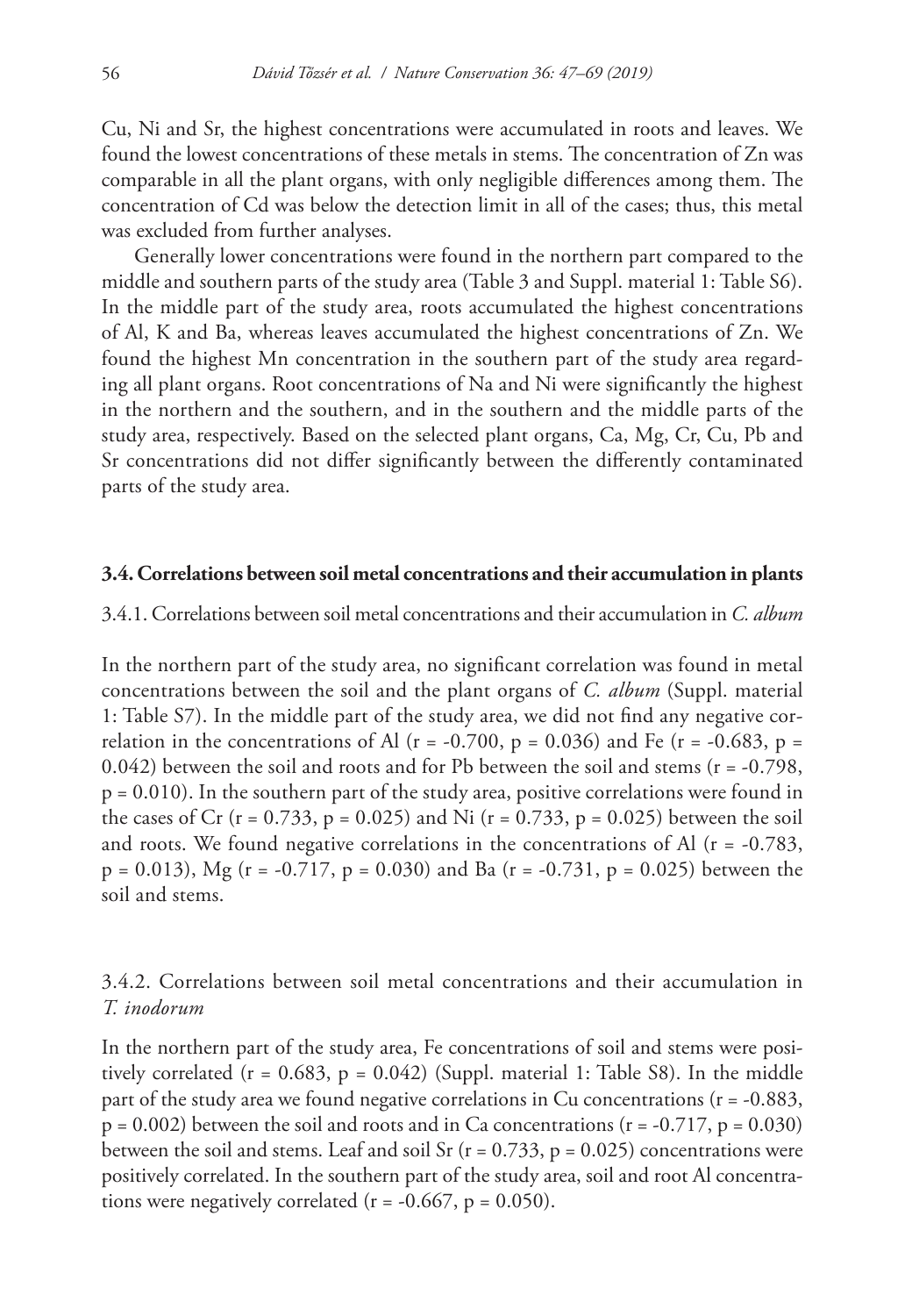Cu, Ni and Sr, the highest concentrations were accumulated in roots and leaves. We found the lowest concentrations of these metals in stems. The concentration of Zn was comparable in all the plant organs, with only negligible differences among them. The concentration of Cd was below the detection limit in all of the cases; thus, this metal was excluded from further analyses.

Generally lower concentrations were found in the northern part compared to the middle and southern parts of the study area (Table 3 and Suppl. material 1: Table S6). In the middle part of the study area, roots accumulated the highest concentrations of Al, K and Ba, whereas leaves accumulated the highest concentrations of Zn. We found the highest Mn concentration in the southern part of the study area regarding all plant organs. Root concentrations of Na and Ni were significantly the highest in the northern and the southern, and in the southern and the middle parts of the study area, respectively. Based on the selected plant organs, Ca, Mg, Cr, Cu, Pb and Sr concentrations did not differ significantly between the differently contaminated parts of the study area.

### 3.4. Correlations between soil metal concentrations and their accumulation in plants

#### 3.4.1. Correlations between soil metal concentrations and their accumulation in *C. album*

In the northern part of the study area, no significant correlation was found in metal concentrations between the soil and the plant organs of *C. album* (Suppl. material 1: Table S7). In the middle part of the study area, we did not find any negative correlation in the concentrations of Al ($r = -0.700$, $p = 0.036$) and Fe ($r = -0.683$, $p = 0.042$) between the soil and roots and for Pb between the soil and stems ($r = -0.798$, $p = 0.010$). In the southern part of the study area, positive correlations were found in the cases of Cr ($r = 0.733$, $p = 0.025$) and Ni ($r = 0.733$, $p = 0.025$) between the soil and roots. We found negative correlations in the concentrations of Al ($r = -0.783$, $p = 0.013$), Mg ($r = -0.717$, $p = 0.030$) and Ba ($r = -0.731$, $p = 0.025$) between the soil and stems.

#### 3.4.2. Correlations between soil metal concentrations and their accumulation in *T. inodorum*

In the northern part of the study area, Fe concentrations of soil and stems were positively correlated ($r = 0.683$, $p = 0.042$) (Suppl. material 1: Table S8). In the middle part of the study area we found negative correlations in Cu concentrations ($r = -0.883$, $p = 0.002$) between the soil and roots and in Ca concentrations ($r = -0.717$, $p = 0.030$) between the soil and stems. Leaf and soil Sr ($r = 0.733$, $p = 0.025$) concentrations were positively correlated. In the southern part of the study area, soil and root Al concentrations were negatively correlated ($r = -0.667$, $p = 0.050$).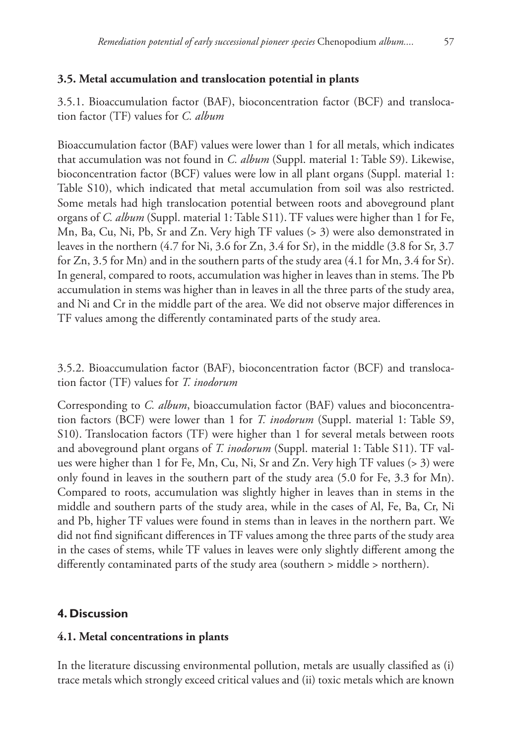### 3.5. Metal accumulation and translocation potential in plants

3.5.1. Bioaccumulation factor (BAF), bioconcentration factor (BCF) and translocation factor (TF) values for *C. album*

Bioaccumulation factor (BAF) values were lower than 1 for all metals, which indicates that accumulation was not found in *C. album* (Suppl. material 1: Table S9). Likewise, bioconcentration factor (BCF) values were low in all plant organs (Suppl. material 1: Table S10), which indicated that metal accumulation from soil was also restricted. Some metals had high translocation potential between roots and aboveground plant organs of *C. album* (Suppl. material 1: Table S11). TF values were higher than 1 for Fe, Mn, Ba, Cu, Ni, Pb, Sr and Zn. Very high TF values (> 3) were also demonstrated in leaves in the northern (4.7 for Ni, 3.6 for Zn, 3.4 for Sr), in the middle (3.8 for Sr, 3.7 for Zn, 3.5 for Mn) and in the southern parts of the study area (4.1 for Mn, 3.4 for Sr). In general, compared to roots, accumulation was higher in leaves than in stems. The Pb accumulation in stems was higher than in leaves in all the three parts of the study area, and Ni and Cr in the middle part of the area. We did not observe major differences in TF values among the differently contaminated parts of the study area.

3.5.2. Bioaccumulation factor (BAF), bioconcentration factor (BCF) and translocation factor (TF) values for *T. inodorum*

Corresponding to *C. album*, bioaccumulation factor (BAF) values and bioconcentration factors (BCF) were lower than 1 for *T. inodorum* (Suppl. material 1: Table S9, S10). Translocation factors (TF) were higher than 1 for several metals between roots and aboveground plant organs of *T. inodorum* (Suppl. material 1: Table S11). TF values were higher than 1 for Fe, Mn, Cu, Ni, Sr and Zn. Very high TF values (> 3) were only found in leaves in the southern part of the study area (5.0 for Fe, 3.3 for Mn). Compared to roots, accumulation was slightly higher in leaves than in stems in the middle and southern parts of the study area, while in the cases of Al, Fe, Ba, Cr, Ni and Pb, higher TF values were found in stems than in leaves in the northern part. We did not find significant differences in TF values among the three parts of the study area in the cases of stems, while TF values in leaves were only slightly different among the differently contaminated parts of the study area (southern > middle > northern).

## 4. Discussion

### 4.1. Metal concentrations in plants

In the literature discussing environmental pollution, metals are usually classified as (i) trace metals which strongly exceed critical values and (ii) toxic metals which are known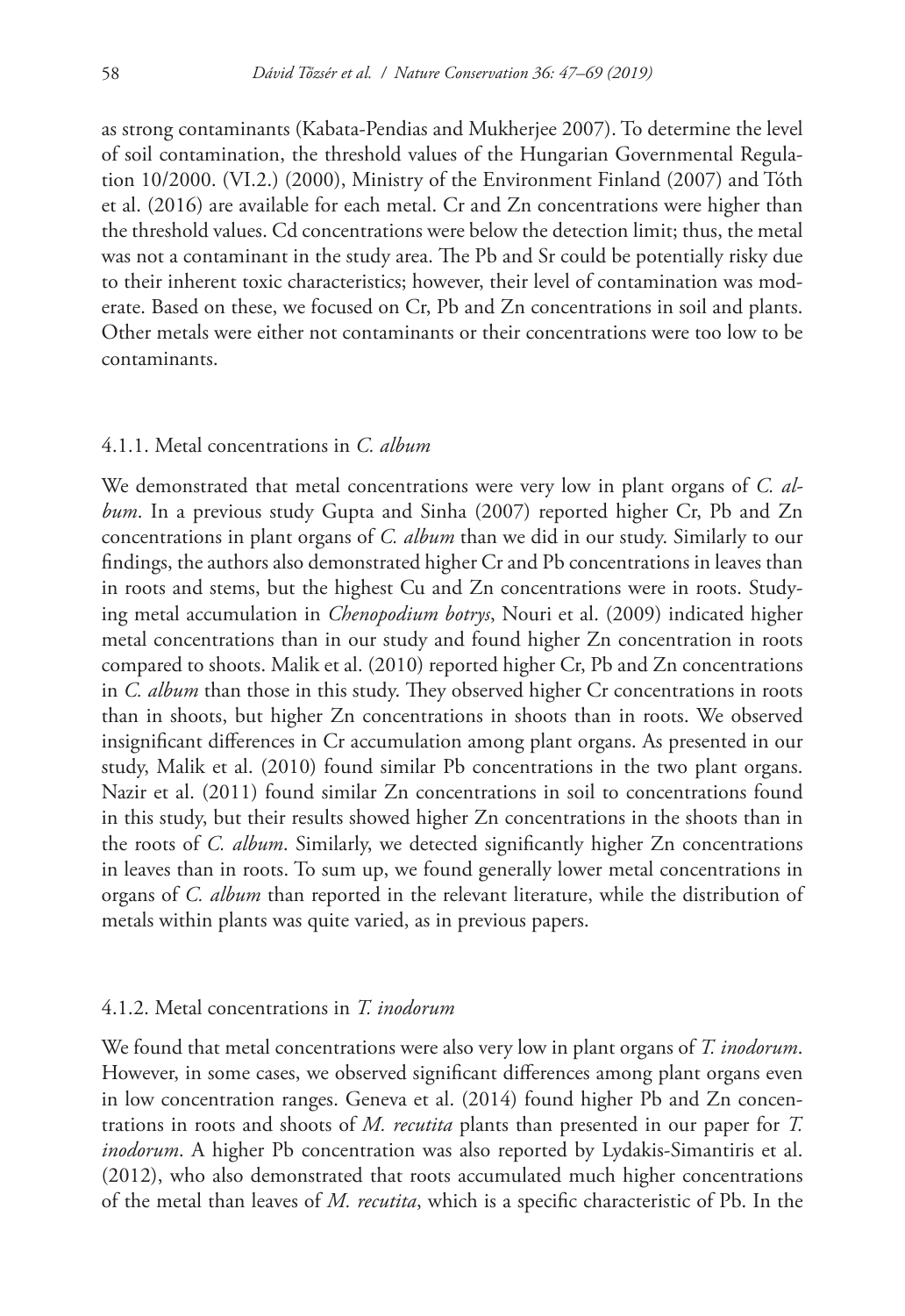as strong contaminants (Kabata-Pendias and Mukherjee 2007). To determine the level of soil contamination, the threshold values of the Hungarian Governmental Regulation 10/2000. (VI.2.) (2000), Ministry of the Environment Finland (2007) and Tóth et al. (2016) are available for each metal. Cr and Zn concentrations were higher than the threshold values. Cd concentrations were below the detection limit; thus, the metal was not a contaminant in the study area. The Pb and Sr could be potentially risky due to their inherent toxic characteristics; however, their level of contamination was moderate. Based on these, we focused on Cr, Pb and Zn concentrations in soil and plants. Other metals were either not contaminants or their concentrations were too low to be contaminants.

#### 4.1.1. Metal concentrations in *C. album*

We demonstrated that metal concentrations were very low in plant organs of *C. album*. In a previous study Gupta and Sinha (2007) reported higher Cr, Pb and Zn concentrations in plant organs of *C. album* than we did in our study. Similarly to our findings, the authors also demonstrated higher Cr and Pb concentrations in leaves than in roots and stems, but the highest Cu and Zn concentrations were in roots. Studying metal accumulation in *Chenopodium botrys*, Nouri et al. (2009) indicated higher metal concentrations than in our study and found higher Zn concentration in roots compared to shoots. Malik et al. (2010) reported higher Cr, Pb and Zn concentrations in *C. album* than those in this study. They observed higher Cr concentrations in roots than in shoots, but higher Zn concentrations in shoots than in roots. We observed insignificant differences in Cr accumulation among plant organs. As presented in our study, Malik et al. (2010) found similar Pb concentrations in the two plant organs. Nazir et al. (2011) found similar Zn concentrations in soil to concentrations found in this study, but their results showed higher Zn concentrations in the shoots than in the roots of *C. album*. Similarly, we detected significantly higher Zn concentrations in leaves than in roots. To sum up, we found generally lower metal concentrations in organs of *C. album* than reported in the relevant literature, while the distribution of metals within plants was quite varied, as in previous papers.

#### 4.1.2. Metal concentrations in *T. inodorum*

We found that metal concentrations were also very low in plant organs of *T. inodorum*. However, in some cases, we observed significant differences among plant organs even in low concentration ranges. Geneva et al. (2014) found higher Pb and Zn concentrations in roots and shoots of *M. recutita* plants than presented in our paper for *T. inodorum*. A higher Pb concentration was also reported by Lydakis-Simantiris et al. (2012), who also demonstrated that roots accumulated much higher concentrations of the metal than leaves of *M. recutita*, which is a specific characteristic of Pb. In the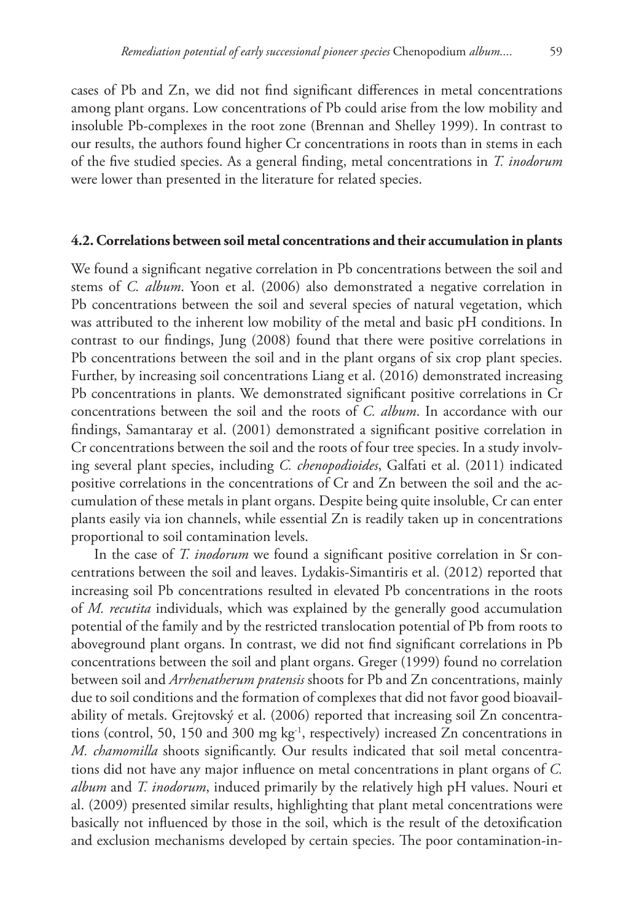cases of Pb and Zn, we did not find significant differences in metal concentrations among plant organs. Low concentrations of Pb could arise from the low mobility and insoluble Pb-complexes in the root zone (Brennan and Shelley 1999). In contrast to our results, the authors found higher Cr concentrations in roots than in stems in each of the five studied species. As a general finding, metal concentrations in *T. inodorum* were lower than presented in the literature for related species.

### 4.2. Correlations between soil metal concentrations and their accumulation in plants

We found a significant negative correlation in Pb concentrations between the soil and stems of *C. album*. Yoon et al. (2006) also demonstrated a negative correlation in Pb concentrations between the soil and several species of natural vegetation, which was attributed to the inherent low mobility of the metal and basic pH conditions. In contrast to our findings, Jung (2008) found that there were positive correlations in Pb concentrations between the soil and in the plant organs of six crop plant species. Further, by increasing soil concentrations Liang et al. (2016) demonstrated increasing Pb concentrations in plants. We demonstrated significant positive correlations in Cr concentrations between the soil and the roots of *C. album*. In accordance with our findings, Samantaray et al. (2001) demonstrated a significant positive correlation in Cr concentrations between the soil and the roots of four tree species. In a study involving several plant species, including *C. chenopodioides*, Galfati et al. (2011) indicated positive correlations in the concentrations of Cr and Zn between the soil and the accumulation of these metals in plant organs. Despite being quite insoluble, Cr can enter plants easily via ion channels, while essential Zn is readily taken up in concentrations proportional to soil contamination levels.

In the case of *T. inodorum* we found a significant positive correlation in Sr concentrations between the soil and leaves. Lydakis-Simantiris et al. (2012) reported that increasing soil Pb concentrations resulted in elevated Pb concentrations in the roots of *M. recutita* individuals, which was explained by the generally good accumulation potential of the family and by the restricted translocation potential of Pb from roots to aboveground plant organs. In contrast, we did not find significant correlations in Pb concentrations between the soil and plant organs. Greger (1999) found no correlation between soil and *Arrhenatherum pratensis* shoots for Pb and Zn concentrations, mainly due to soil conditions and the formation of complexes that did not favor good bioavailability of metals. Grejtovský et al. (2006) reported that increasing soil Zn concentrations (control, 50, 150 and 300 mg $kg^{-1}$, respectively) increased Zn concentrations in *M. chamomilla* shoots significantly. Our results indicated that soil metal concentrations did not have any major influence on metal concentrations in plant organs of *C. album* and *T. inodorum*, induced primarily by the relatively high pH values. Nouri et al. (2009) presented similar results, highlighting that plant metal concentrations were basically not influenced by those in the soil, which is the result of the detoxification and exclusion mechanisms developed by certain species. The poor contamination-in-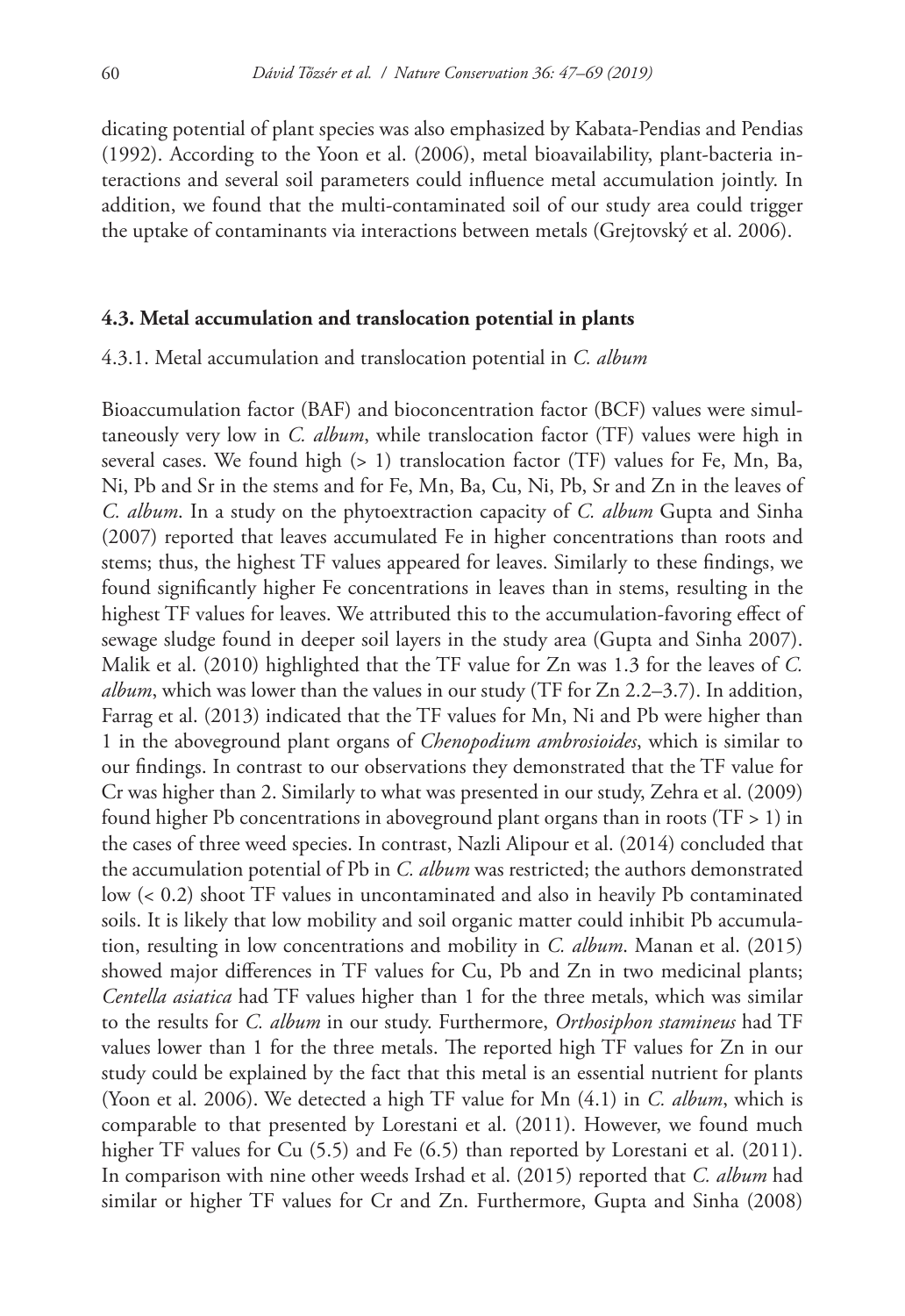dicating potential of plant species was also emphasized by Kabata-Pendias and Pendias (1992). According to the Yoon et al. (2006), metal bioavailability, plant-bacteria interactions and several soil parameters could influence metal accumulation jointly. In addition, we found that the multi-contaminated soil of our study area could trigger the uptake of contaminants via interactions between metals (Grejtovský et al. 2006).

### 4.3. Metal accumulation and translocation potential in plants

#### 4.3.1. Metal accumulation and translocation potential in *C. album*

Bioaccumulation factor (BAF) and bioconcentration factor (BCF) values were simultaneously very low in *C. album*, while translocation factor (TF) values were high in several cases. We found high (> 1) translocation factor (TF) values for Fe, Mn, Ba, Ni, Pb and Sr in the stems and for Fe, Mn, Ba, Cu, Ni, Pb, Sr and Zn in the leaves of *C. album*. In a study on the phytoextraction capacity of *C. album* Gupta and Sinha (2007) reported that leaves accumulated Fe in higher concentrations than roots and stems; thus, the highest TF values appeared for leaves. Similarly to these findings, we found significantly higher Fe concentrations in leaves than in stems, resulting in the highest TF values for leaves. We attributed this to the accumulation-favoring effect of sewage sludge found in deeper soil layers in the study area (Gupta and Sinha 2007). Malik et al. (2010) highlighted that the TF value for Zn was 1.3 for the leaves of *C. album*, which was lower than the values in our study (TF for Zn 2.2–3.7). In addition, Farrag et al. (2013) indicated that the TF values for Mn, Ni and Pb were higher than 1 in the aboveground plant organs of *Chenopodium ambrosioides*, which is similar to our findings. In contrast to our observations they demonstrated that the TF value for Cr was higher than 2. Similarly to what was presented in our study, Zehra et al. (2009) found higher Pb concentrations in aboveground plant organs than in roots (TF > 1) in the cases of three weed species. In contrast, Nazli Alipour et al. (2014) concluded that the accumulation potential of Pb in *C. album* was restricted; the authors demonstrated low (< 0.2) shoot TF values in uncontaminated and also in heavily Pb contaminated soils. It is likely that low mobility and soil organic matter could inhibit Pb accumulation, resulting in low concentrations and mobility in *C. album*. Manan et al. (2015) showed major differences in TF values for Cu, Pb and Zn in two medicinal plants; *Centella asiatica* had TF values higher than 1 for the three metals, which was similar to the results for *C. album* in our study. Furthermore, *Orthosiphon stamineus* had TF values lower than 1 for the three metals. The reported high TF values for Zn in our study could be explained by the fact that this metal is an essential nutrient for plants (Yoon et al. 2006). We detected a high TF value for Mn (4.1) in *C. album*, which is comparable to that presented by Lorestani et al. (2011). However, we found much higher TF values for Cu (5.5) and Fe (6.5) than reported by Lorestani et al. (2011). In comparison with nine other weeds Irshad et al. (2015) reported that *C. album* had similar or higher TF values for Cr and Zn. Furthermore, Gupta and Sinha (2008)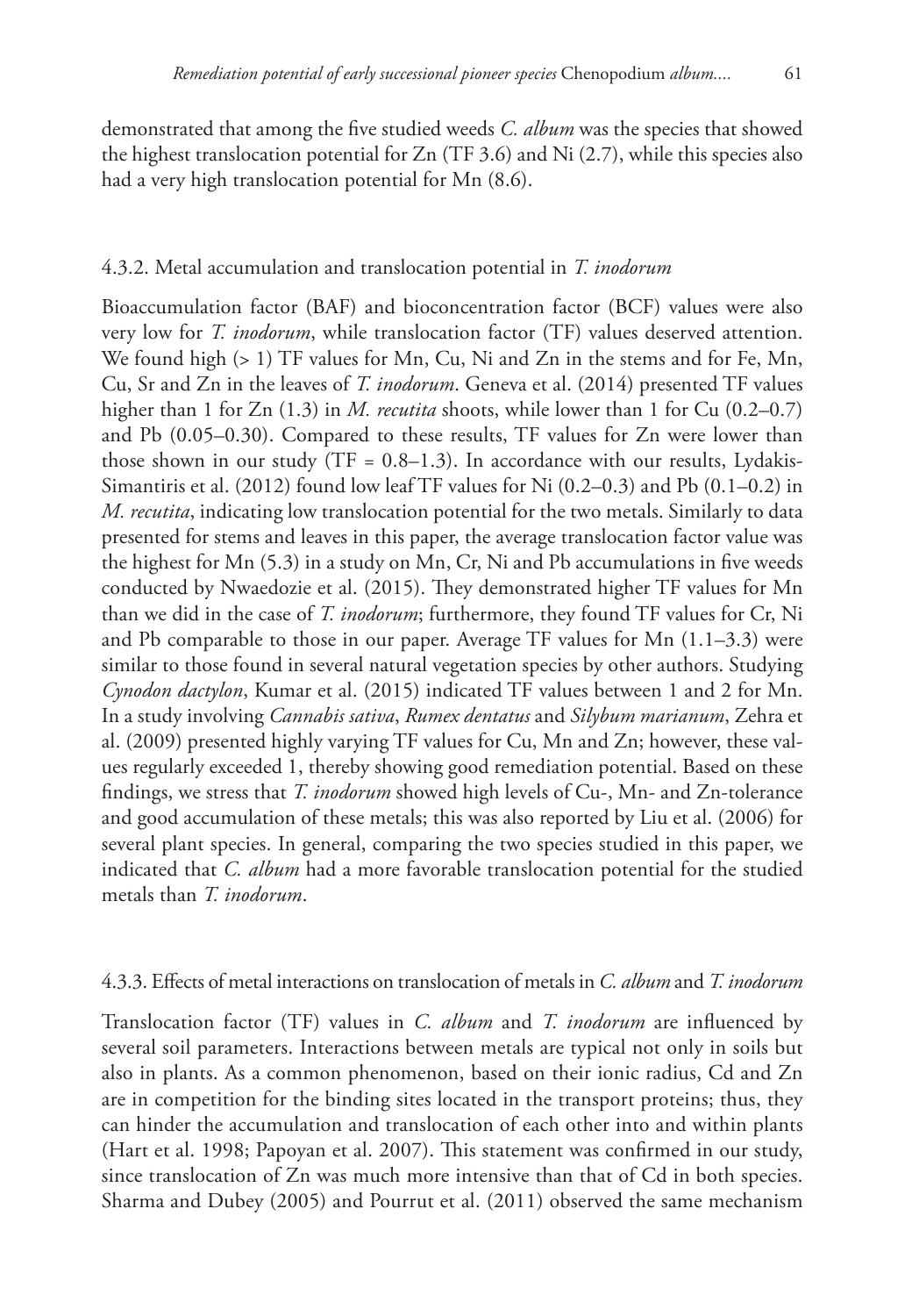demonstrated that among the five studied weeds *C. album* was the species that showed the highest translocation potential for Zn (TF 3.6) and Ni (2.7), while this species also had a very high translocation potential for Mn (8.6).

### 4.3.2. Metal accumulation and translocation potential in *T. inodorum*

Bioaccumulation factor (BAF) and bioconcentration factor (BCF) values were also very low for *T. inodorum*, while translocation factor (TF) values deserved attention. We found high (> 1) TF values for Mn, Cu, Ni and Zn in the stems and for Fe, Mn, Cu, Sr and Zn in the leaves of *T. inodorum*. Geneva et al. (2014) presented TF values higher than 1 for Zn (1.3) in *M. recutita* shoots, while lower than 1 for Cu (0.2–0.7) and Pb (0.05–0.30). Compared to these results, TF values for Zn were lower than those shown in our study (TF = 0.8–1.3). In accordance with our results, Lydakis-Simantiris et al. (2012) found low leaf TF values for Ni (0.2–0.3) and Pb (0.1–0.2) in *M. recutita*, indicating low translocation potential for the two metals. Similarly to data presented for stems and leaves in this paper, the average translocation factor value was the highest for Mn (5.3) in a study on Mn, Cr, Ni and Pb accumulations in five weeds conducted by Nwaedozie et al. (2015). They demonstrated higher TF values for Mn than we did in the case of *T. inodorum*; furthermore, they found TF values for Cr, Ni and Pb comparable to those in our paper. Average TF values for Mn (1.1–3.3) were similar to those found in several natural vegetation species by other authors. Studying *Cynodon dactylon*, Kumar et al. (2015) indicated TF values between 1 and 2 for Mn. In a study involving *Cannabis sativa*, *Rumex dentatus* and *Silybum marianum*, Zehra et al. (2009) presented highly varying TF values for Cu, Mn and Zn; however, these values regularly exceeded 1, thereby showing good remediation potential. Based on these findings, we stress that *T. inodorum* showed high levels of Cu-, Mn- and Zn-tolerance and good accumulation of these metals; this was also reported by Liu et al. (2006) for several plant species. In general, comparing the two species studied in this paper, we indicated that *C. album* had a more favorable translocation potential for the studied metals than *T. inodorum*.

### 4.3.3. Effects of metal interactions on translocation of metals in *C. album* and *T. inodorum*

Translocation factor (TF) values in *C. album* and *T. inodorum* are influenced by several soil parameters. Interactions between metals are typical not only in soils but also in plants. As a common phenomenon, based on their ionic radius, Cd and Zn are in competition for the binding sites located in the transport proteins; thus, they can hinder the accumulation and translocation of each other into and within plants (Hart et al. 1998; Papoyan et al. 2007). This statement was confirmed in our study, since translocation of Zn was much more intensive than that of Cd in both species. Sharma and Dubey (2005) and Pourrut et al. (2011) observed the same mechanism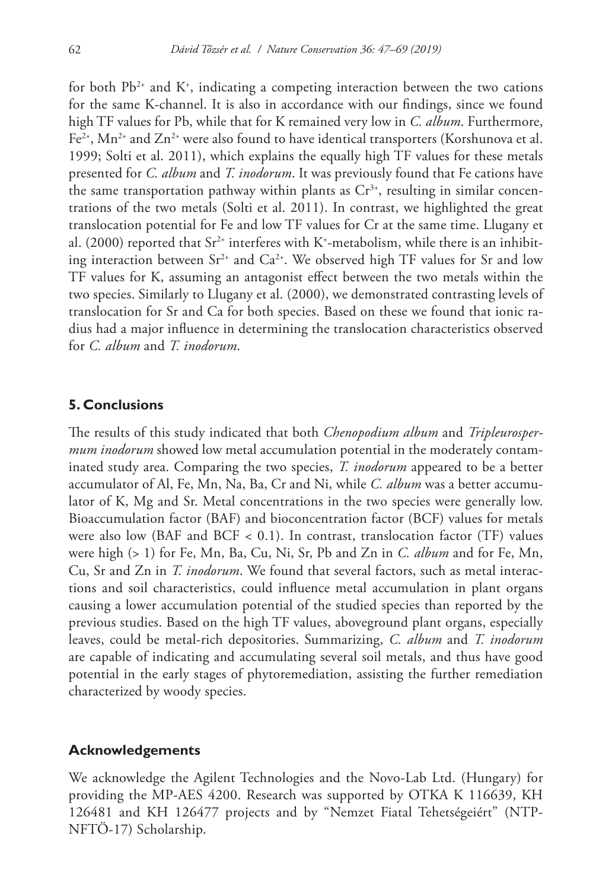for both $Pb^{2+}$ and $K^+$, indicating a competing interaction between the two cations for the same K-channel. It is also in accordance with our findings, since we found high TF values for Pb, while that for K remained very low in *C. album*. Furthermore, $Fe^{2+}$, $Mn^{2+}$ and $Zn^{2+}$ were also found to have identical transporters (Korshunova et al. 1999; Solti et al. 2011), which explains the equally high TF values for these metals presented for *C. album* and *T. inodorum*. It was previously found that Fe cations have the same transportation pathway within plants as $Cr^{3+}$, resulting in similar concentrations of the two metals (Solti et al. 2011). In contrast, we highlighted the great translocation potential for Fe and low TF values for Cr at the same time. Llugany et al. (2000) reported that $Sr^{2+}$ interferes with $K^+$-metabolism, while there is an inhibiting interaction between $Sr^{2+}$ and $Ca^{2+}$. We observed high TF values for Sr and low TF values for K, assuming an antagonist effect between the two metals within the two species. Similarly to Llugany et al. (2000), we demonstrated contrasting levels of translocation for Sr and Ca for both species. Based on these we found that ionic radius had a major influence in determining the translocation characteristics observed for *C. album* and *T. inodorum*.

## 5. Conclusions

The results of this study indicated that both *Chenopodium album* and *Tripleurospermum inodorum* showed low metal accumulation potential in the moderately contaminated study area. Comparing the two species, *T. inodorum* appeared to be a better accumulator of Al, Fe, Mn, Na, Ba, Cr and Ni, while *C. album* was a better accumulator of K, Mg and Sr. Metal concentrations in the two species were generally low. Bioaccumulation factor (BAF) and bioconcentration factor (BCF) values for metals were also low (BAF and BCF $< 0.1$). In contrast, translocation factor (TF) values were high ($> 1$) for Fe, Mn, Ba, Cu, Ni, Sr, Pb and Zn in *C. album* and for Fe, Mn, Cu, Sr and Zn in *T. inodorum*. We found that several factors, such as metal interactions and soil characteristics, could influence metal accumulation in plant organs causing a lower accumulation potential of the studied species than reported by the previous studies. Based on the high TF values, aboveground plant organs, especially leaves, could be metal-rich depositories. Summarizing, *C. album* and *T. inodorum* are capable of indicating and accumulating several soil metals, and thus have good potential in the early stages of phytoremediation, assisting the further remediation characterized by woody species.

## Acknowledgements

We acknowledge the Agilent Technologies and the Novo-Lab Ltd. (Hungary) for providing the MP-AES 4200. Research was supported by OTKA K 116639, KH 126481 and KH 126477 projects and by "Nemzet Fiatal Tehetségeiért" (NTP-NFTÖ-17) Scholarship.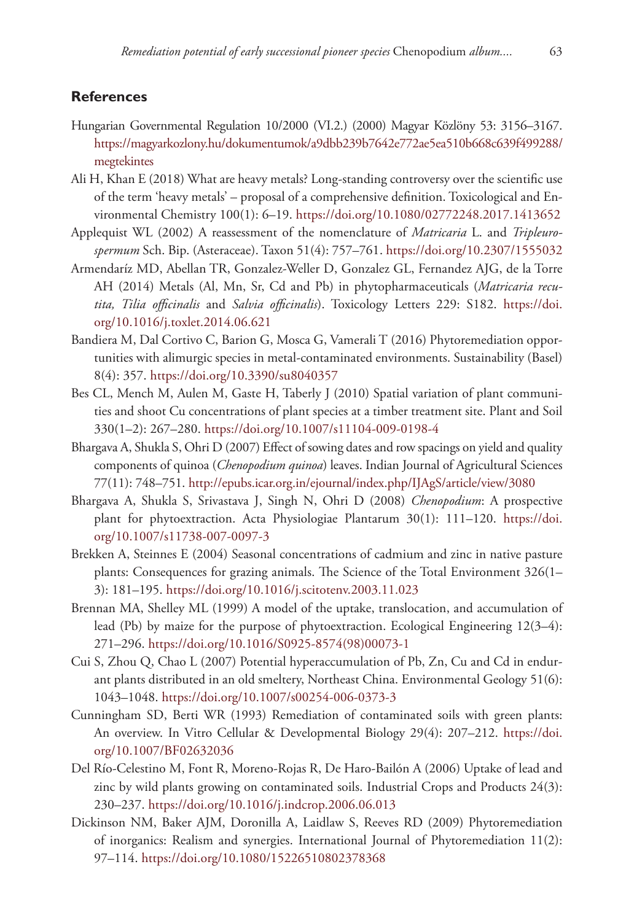## References

Hungarian Governmental Regulation 10/2000 (VI.2.) (2000) Magyar Közlöny 53: 3156–3167. https://magyarkozlony.hu/dokumentumok/a9dbb239b7642e772ae5ea510b668c639f499288/megtekintes

Ali H, Khan E (2018) What are heavy metals? Long-standing controversy over the scientific use of the term 'heavy metals' – proposal of a comprehensive definition. Toxicological and Environmental Chemistry 100(1): 6–19. https://doi.org/10.1080/02772248.2017.1413652

Applequist WL (2002) A reassessment of the nomenclature of *Matricaria* L. and *Tripleurospermum* Sch. Bip. (Asteraceae). Taxon 51(4): 757–761. https://doi.org/10.2307/1555032

Armendaríz MD, Abellan TR, Gonzalez-Weller D, Gonzalez GL, Fernandez AJG, de la Torre AH (2014) Metals (Al, Mn, Sr, Cd and Pb) in phytopharmaceuticals (*Matricaria recutita, Tilia officinalis* and *Salvia officinalis*). Toxicology Letters 229: S182. https://doi.org/10.1016/j.toxlet.2014.06.621

Bandiera M, Dal Cortivo C, Barion G, Mosca G, Vamerali T (2016) Phytoremediation opportunities with alimurgic species in metal-contaminated environments. Sustainability (Basel) 8(4): 357. https://doi.org/10.3390/su8040357

Bes CL, Mench M, Aulen M, Gaste H, Taberly J (2010) Spatial variation of plant communities and shoot Cu concentrations of plant species at a timber treatment site. Plant and Soil 330(1–2): 267–280. https://doi.org/10.1007/s11104-009-0198-4

Bhargava A, Shukla S, Ohri D (2007) Effect of sowing dates and row spacings on yield and quality components of quinoa (*Chenopodium quinoa*) leaves. Indian Journal of Agricultural Sciences 77(11): 748–751. http://epubs.icar.org.in/ejournal/index.php/IJAgS/article/view/3080

Bhargava A, Shukla S, Srivastava J, Singh N, Ohri D (2008) *Chenopodium*: A prospective plant for phytoextraction. Acta Physiologiae Plantarum 30(1): 111–120. https://doi.org/10.1007/s11738-007-0097-3

Brekken A, Steinnes E (2004) Seasonal concentrations of cadmium and zinc in native pasture plants: Consequences for grazing animals. The Science of the Total Environment 326(1–3): 181–195. https://doi.org/10.1016/j.scitotenv.2003.11.023

Brennan MA, Shelley ML (1999) A model of the uptake, translocation, and accumulation of lead (Pb) by maize for the purpose of phytoextraction. Ecological Engineering 12(3–4): 271–296. https://doi.org/10.1016/S0925-8574(98)00073-1

Cui S, Zhou Q, Chao L (2007) Potential hyperaccumulation of Pb, Zn, Cu and Cd in endurant plants distributed in an old smeltery, Northeast China. Environmental Geology 51(6): 1043–1048. https://doi.org/10.1007/s00254-006-0373-3

Cunningham SD, Berti WR (1993) Remediation of contaminated soils with green plants: An overview. In Vitro Cellular & Developmental Biology 29(4): 207–212. https://doi.org/10.1007/BF02632036

Del Río-Celestino M, Font R, Moreno-Rojas R, De Haro-Bailón A (2006) Uptake of lead and zinc by wild plants growing on contaminated soils. Industrial Crops and Products 24(3): 230–237. https://doi.org/10.1016/j.indcrop.2006.06.013

Dickinson NM, Baker AJM, Doronilla A, Laidlaw S, Reeves RD (2009) Phytoremediation of inorganics: Realism and synergies. International Journal of Phytoremediation 11(2): 97–114. https://doi.org/10.1080/15226510802378368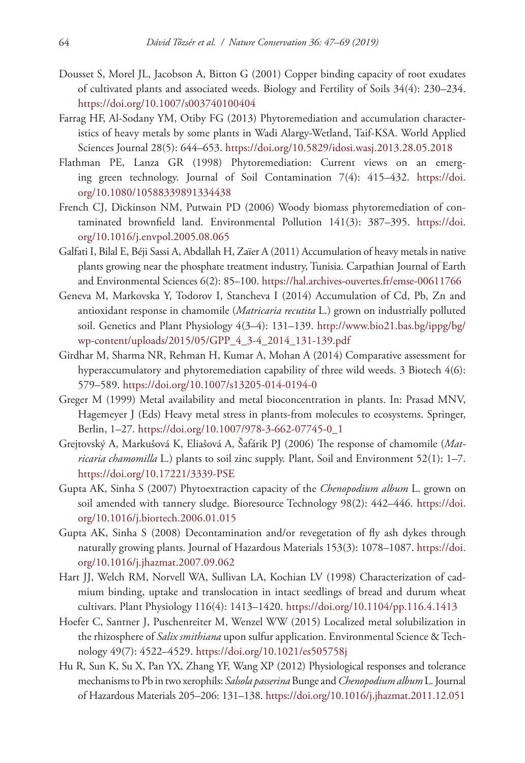Dousset S, Morel JL, Jacobson A, Bitton G (2001) Copper binding capacity of root exudates of cultivated plants and associated weeds. Biology and Fertility of Soils 34(4): 230–234. https://doi.org/10.1007/s003740100404

Farrag HF, Al-Sodany YM, Otiby FG (2013) Phytoremediation and accumulation characteristics of heavy metals by some plants in Wadi Alargy-Wetland, Taif-KSA. World Applied Sciences Journal 28(5): 644–653. https://doi.org/10.5829/idosi.wasj.2013.28.05.2018

Flathman PE, Lanza GR (1998) Phytoremediation: Current views on an emerging green technology. Journal of Soil Contamination 7(4): 415–432. https://doi.org/10.1080/10588339891334438

French CJ, Dickinson NM, Putwain PD (2006) Woody biomass phytoremediation of contaminated brownfield land. Environmental Pollution 141(3): 387–395. https://doi.org/10.1016/j.envpol.2005.08.065

Galfati I, Bilal E, Béji Sassi A, Abdallah H, Zaïer A (2011) Accumulation of heavy metals in native plants growing near the phosphate treatment industry, Tunisia. Carpathian Journal of Earth and Environmental Sciences 6(2): 85–100. https://hal.archives-ouvertes.fr/emse-00611766

Geneva M, Markovska Y, Todorov I, Stancheva I (2014) Accumulation of Cd, Pb, Zn and antioxidant response in chamomile (*Matricaria recutita* L.) grown on industrially polluted soil. Genetics and Plant Physiology 4(3–4): 131–139. http://www.bio21.bas.bg/ippg/bg/wp-content/uploads/2015/05/GPP_4_3-4_2014_131-139.pdf

Girdhar M, Sharma NR, Rehman H, Kumar A, Mohan A (2014) Comparative assessment for hyperaccumulatory and phytoremediation capability of three wild weeds. 3 Biotech 4(6): 579–589. https://doi.org/10.1007/s13205-014-0194-0

Greger M (1999) Metal availability and metal bioconcentration in plants. In: Prasad MNV, Hagemeyer J (Eds) Heavy metal stress in plants-from molecules to ecosystems. Springer, Berlin, 1–27. https://doi.org/10.1007/978-3-662-07745-0_1

Grejtovský A, Markušová K, Eliašová A, Šafárik PJ (2006) The response of chamomile (*Matricaria chamomilla* L.) plants to soil zinc supply. Plant, Soil and Environment 52(1): 1–7. https://doi.org/10.17221/3339-PSE

Gupta AK, Sinha S (2007) Phytoextraction capacity of the *Chenopodium album* L. grown on soil amended with tannery sludge. Bioresource Technology 98(2): 442–446. https://doi.org/10.1016/j.biortech.2006.01.015

Gupta AK, Sinha S (2008) Decontamination and/or revegetation of fly ash dykes through naturally growing plants. Journal of Hazardous Materials 153(3): 1078–1087. https://doi.org/10.1016/j.jhazmat.2007.09.062

Hart JJ, Welch RM, Norvell WA, Sullivan LA, Kochian LV (1998) Characterization of cadmium binding, uptake and translocation in intact seedlings of bread and durum wheat cultivars. Plant Physiology 116(4): 1413–1420. https://doi.org/10.1104/pp.116.4.1413

Hoefer C, Santner J, Puschenreiter M, Wenzel WW (2015) Localized metal solubilization in the rhizosphere of *Salix smithiana* upon sulfur application. Environmental Science & Technology 49(7): 4522–4529. https://doi.org/10.1021/es505758j

Hu R, Sun K, Su X, Pan YX, Zhang YF, Wang XP (2012) Physiological responses and tolerance mechanisms to Pb in two xerophils: *Salsola passerina* Bunge and *Chenopodium album* L. Journal of Hazardous Materials 205–206: 131–138. https://doi.org/10.1016/j.jhazmat.2011.12.051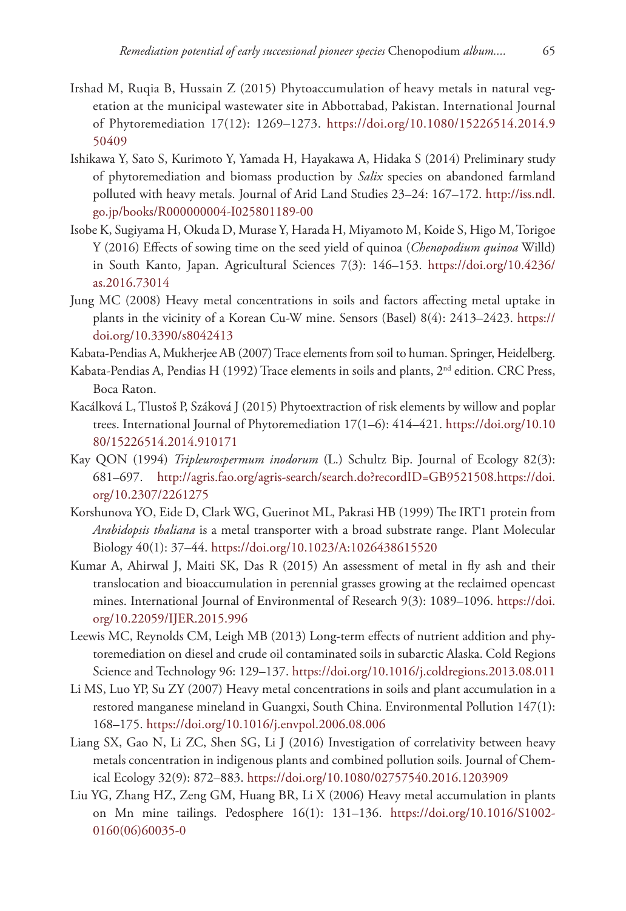Irshad M, Ruqia B, Hussain Z (2015) Phytoaccumulation of heavy metals in natural vegetation at the municipal wastewater site in Abbottabad, Pakistan. International Journal of Phytoremediation 17(12): 1269–1273. https://doi.org/10.1080/15226514.2014.950409

Ishikawa Y, Sato S, Kurimoto Y, Yamada H, Hayakawa A, Hidaka S (2014) Preliminary study of phytoremediation and biomass production by *Salix* species on abandoned farmland polluted with heavy metals. Journal of Arid Land Studies 23–24: 167–172. http://iss.ndl.go.jp/books/R000000004-I025801189-00

Isobe K, Sugiyama H, Okuda D, Murase Y, Harada H, Miyamoto M, Koide S, Higo M, Torigoe Y (2016) Effects of sowing time on the seed yield of quinoa (*Chenopodium quinoa* Willd) in South Kanto, Japan. Agricultural Sciences 7(3): 146–153. https://doi.org/10.4236/as.2016.73014

Jung MC (2008) Heavy metal concentrations in soils and factors affecting metal uptake in plants in the vicinity of a Korean Cu-W mine. Sensors (Basel) 8(4): 2413–2423. https://doi.org/10.3390/s8042413

Kabata-Pendias A, Mukherjee AB (2007) Trace elements from soil to human. Springer, Heidelberg.

Kabata-Pendias A, Pendias H (1992) Trace elements in soils and plants, 2nd edition. CRC Press, Boca Raton.

Kacálková L, Tlustoš P, Száková J (2015) Phytoextraction of risk elements by willow and poplar trees. International Journal of Phytoremediation 17(1–6): 414–421. https://doi.org/10.1080/15226514.2014.910171

Kay QON (1994) *Tripleurospermum inodorum* (L.) Schultz Bip. Journal of Ecology 82(3): 681–697. http://agris.fao.org/agris-search/search.do?recordID=GB9521508.https://doi.org/10.2307/2261275

Korshunova YO, Eide D, Clark WG, Guerinot ML, Pakrasi HB (1999) The IRT1 protein from *Arabidopsis thaliana* is a metal transporter with a broad substrate range. Plant Molecular Biology 40(1): 37–44. https://doi.org/10.1023/A:1026438615520

Kumar A, Ahirwal J, Maiti SK, Das R (2015) An assessment of metal in fly ash and their translocation and bioaccumulation in perennial grasses growing at the reclaimed opencast mines. International Journal of Environmental of Research 9(3): 1089–1096. https://doi.org/10.22059/IJER.2015.996

Leewis MC, Reynolds CM, Leigh MB (2013) Long-term effects of nutrient addition and phytoremediation on diesel and crude oil contaminated soils in subarctic Alaska. Cold Regions Science and Technology 96: 129–137. https://doi.org/10.1016/j.coldregions.2013.08.011

Li MS, Luo YP, Su ZY (2007) Heavy metal concentrations in soils and plant accumulation in a restored manganese mineland in Guangxi, South China. Environmental Pollution 147(1): 168–175. https://doi.org/10.1016/j.envpol.2006.08.006

Liang SX, Gao N, Li ZC, Shen SG, Li J (2016) Investigation of correlativity between heavy metals concentration in indigenous plants and combined pollution soils. Journal of Chemical Ecology 32(9): 872–883. https://doi.org/10.1080/02757540.2016.1203909

Liu YG, Zhang HZ, Zeng GM, Huang BR, Li X (2006) Heavy metal accumulation in plants on Mn mine tailings. Pedosphere 16(1): 131–136. https://doi.org/10.1016/S1002-0160(06)60035-0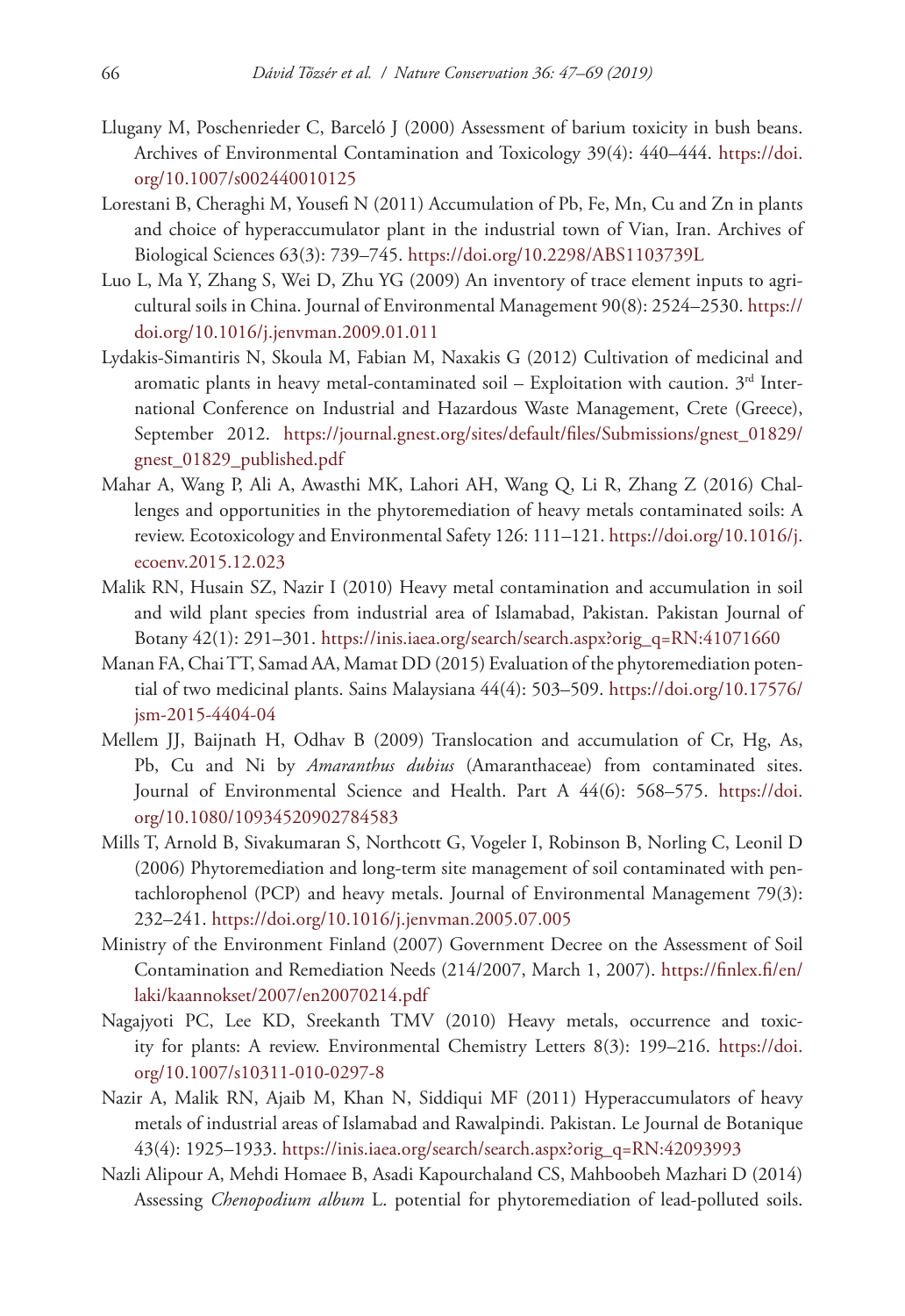Llugany M, Poschenrieder C, Barceló J (2000) Assessment of barium toxicity in bush beans. Archives of Environmental Contamination and Toxicology 39(4): 440–444. https://doi.org/10.1007/s002440010125

Lorestani B, Cheraghi M, Yousefi N (2011) Accumulation of Pb, Fe, Mn, Cu and Zn in plants and choice of hyperaccumulator plant in the industrial town of Vian, Iran. Archives of Biological Sciences 63(3): 739–745. https://doi.org/10.2298/ABS1103739L

Luo L, Ma Y, Zhang S, Wei D, Zhu YG (2009) An inventory of trace element inputs to agricultural soils in China. Journal of Environmental Management 90(8): 2524–2530. https://doi.org/10.1016/j.jenvman.2009.01.011

Lydakis-Simantiris N, Skoula M, Fabian M, Naxakis G (2012) Cultivation of medicinal and aromatic plants in heavy metal-contaminated soil – Exploitation with caution. 3rd International Conference on Industrial and Hazardous Waste Management, Crete (Greece), September 2012. https://journal.gnest.org/sites/default/files/Submissions/gnest_01829/gnest_01829_published.pdf

Mahar A, Wang P, Ali A, Awasthi MK, Lahori AH, Wang Q, Li R, Zhang Z (2016) Challenges and opportunities in the phytoremediation of heavy metals contaminated soils: A review. Ecotoxicology and Environmental Safety 126: 111–121. https://doi.org/10.1016/j.ecoenv.2015.12.023

Malik RN, Husain SZ, Nazir I (2010) Heavy metal contamination and accumulation in soil and wild plant species from industrial area of Islamabad, Pakistan. Pakistan Journal of Botany 42(1): 291–301. https://inis.iaea.org/search/search.aspx?orig_q=RN:41071660

Manan FA, Chai TT, Samad AA, Mamat DD (2015) Evaluation of the phytoremediation potential of two medicinal plants. Sains Malaysiana 44(4): 503–509. https://doi.org/10.17576/jsm-2015-4404-04

Mellem JJ, Baijnath H, Odhav B (2009) Translocation and accumulation of Cr, Hg, As, Pb, Cu and Ni by *Amaranthus dubius* (Amaranthaceae) from contaminated sites. Journal of Environmental Science and Health. Part A 44(6): 568–575. https://doi.org/10.1080/10934520902784583

Mills T, Arnold B, Sivakumaran S, Northcott G, Vogeler I, Robinson B, Norling C, Leonil D (2006) Phytoremediation and long-term site management of soil contaminated with pentachlorophenol (PCP) and heavy metals. Journal of Environmental Management 79(3): 232–241. https://doi.org/10.1016/j.jenvman.2005.07.005

Ministry of the Environment Finland (2007) Government Decree on the Assessment of Soil Contamination and Remediation Needs (214/2007, March 1, 2007). https://finlex.fi/en/laki/kaannokset/2007/en20070214.pdf

Nagajyoti PC, Lee KD, Sreekanth TMV (2010) Heavy metals, occurrence and toxicity for plants: A review. Environmental Chemistry Letters 8(3): 199–216. https://doi.org/10.1007/s10311-010-0297-8

Nazir A, Malik RN, Ajaib M, Khan N, Siddiqui MF (2011) Hyperaccumulators of heavy metals of industrial areas of Islamabad and Rawalpindi. Pakistan. Le Journal de Botanique 43(4): 1925–1933. https://inis.iaea.org/search/search.aspx?orig_q=RN:42093993

Nazli Alipour A, Mehdi Homaee B, Asadi Kapourchaland CS, Mahboobeh Mazhari D (2014) Assessing *Chenopodium album* L. potential for phytoremediation of lead-polluted soils.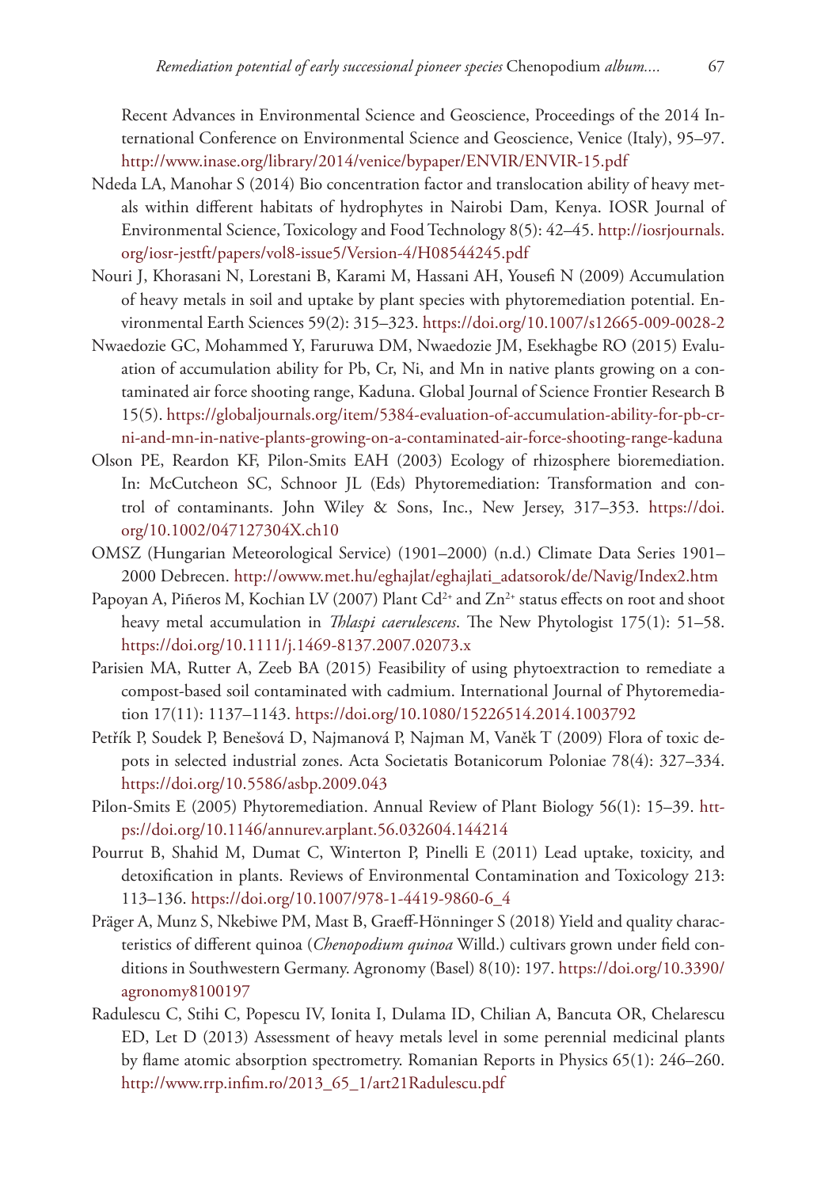Recent Advances in Environmental Science and Geoscience, Proceedings of the 2014 International Conference on Environmental Science and Geoscience, Venice (Italy), 95–97. http://www.inase.org/library/2014/venice/bypaper/ENVIR/ENVIR-15.pdf

Ndeda LA, Manohar S (2014) Bio concentration factor and translocation ability of heavy metals within different habitats of hydrophytes in Nairobi Dam, Kenya. IOSR Journal of Environmental Science, Toxicology and Food Technology 8(5): 42–45. http://iosrjournals.org/iosr-jestft/papers/vol8-issue5/Version-4/H08544245.pdf

Nouri J, Khorasani N, Lorestani B, Karami M, Hassani AH, Yousefi N (2009) Accumulation of heavy metals in soil and uptake by plant species with phytoremediation potential. Environmental Earth Sciences 59(2): 315–323. https://doi.org/10.1007/s12665-009-0028-2

Nwaedozie GC, Mohammed Y, Faruruwa DM, Nwaedozie JM, Esekhagbe RO (2015) Evaluation of accumulation ability for Pb, Cr, Ni, and Mn in native plants growing on a contaminated air force shooting range, Kaduna. Global Journal of Science Frontier Research B 15(5). https://globaljournals.org/item/5384-evaluation-of-accumulation-ability-for-pb-cr-ni-and-mn-in-native-plants-growing-on-a-contaminated-air-force-shooting-range-kaduna

Olson PE, Reardon KF, Pilon-Smits EAH (2003) Ecology of rhizosphere bioremediation. In: McCutcheon SC, Schnoor JL (Eds) Phytoremediation: Transformation and control of contaminants. John Wiley & Sons, Inc., New Jersey, 317–353. https://doi.org/10.1002/047127304X.ch10

OMSZ (Hungarian Meteorological Service) (1901–2000) (n.d.) Climate Data Series 1901–2000 Debrecen. http://owww.met.hu/eghajlat/eghajlati_adatsorok/de/Navig/Index2.htm

Papoyan A, Piñeros M, Kochian LV (2007) Plant $Cd^{2+}$ and $Zn^{2+}$ status effects on root and shoot heavy metal accumulation in *Thlaspi caerulescens*. The New Phytologist 175(1): 51–58. https://doi.org/10.1111/j.1469-8137.2007.02073.x

Parisien MA, Rutter A, Zeeb BA (2015) Feasibility of using phytoextraction to remediate a compost-based soil contaminated with cadmium. International Journal of Phytoremediation 17(11): 1137–1143. https://doi.org/10.1080/15226514.2014.1003792

Petřík P, Soudek P, Benešová D, Najmanová P, Najman M, Vaněk T (2009) Flora of toxic depots in selected industrial zones. Acta Societatis Botanicorum Poloniae 78(4): 327–334. https://doi.org/10.5586/asbp.2009.043

Pilon-Smits E (2005) Phytoremediation. Annual Review of Plant Biology 56(1): 15–39. https://doi.org/10.1146/annurev.arplant.56.032604.144214

Pourrut B, Shahid M, Dumat C, Winterton P, Pinelli E (2011) Lead uptake, toxicity, and detoxification in plants. Reviews of Environmental Contamination and Toxicology 213: 113–136. https://doi.org/10.1007/978-1-4419-9860-6_4

Präger A, Munz S, Nkebiwe PM, Mast B, Graeff-Hönninger S (2018) Yield and quality characteristics of different quinoa (*Chenopodium quinoa* Willd.) cultivars grown under field conditions in Southwestern Germany. Agronomy (Basel) 8(10): 197. https://doi.org/10.3390/agronomy8100197

Radulescu C, Stihi C, Popescu IV, Ionita I, Dulama ID, Chilian A, Bancuta OR, Chelarescu ED, Let D (2013) Assessment of heavy metals level in some perennial medicinal plants by flame atomic absorption spectrometry. Romanian Reports in Physics 65(1): 246–260. http://www.rrp.infim.ro/2013_65_1/art21Radulescu.pdf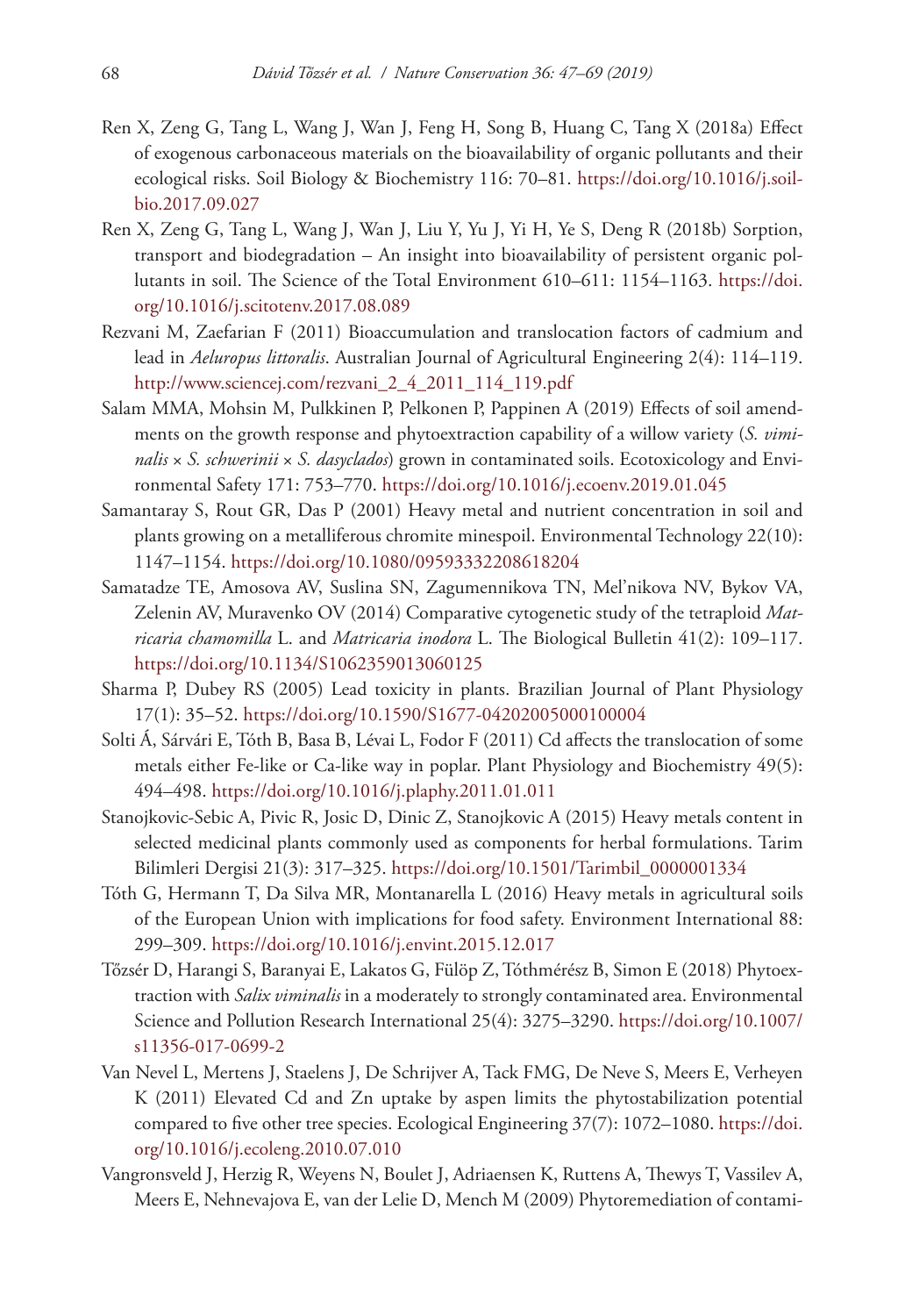Ren X, Zeng G, Tang L, Wang J, Wan J, Feng H, Song B, Huang C, Tang X (2018a) Effect of exogenous carbonaceous materials on the bioavailability of organic pollutants and their ecological risks. Soil Biology & Biochemistry 116: 70–81. https://doi.org/10.1016/j.soilbio.2017.09.027

Ren X, Zeng G, Tang L, Wang J, Wan J, Liu Y, Yu J, Yi H, Ye S, Deng R (2018b) Sorption, transport and biodegradation – An insight into bioavailability of persistent organic pollutants in soil. The Science of the Total Environment 610–611: 1154–1163. https://doi.org/10.1016/j.scitotenv.2017.08.089

Rezvani M, Zaefarian F (2011) Bioaccumulation and translocation factors of cadmium and lead in *Aeluropus littoralis*. Australian Journal of Agricultural Engineering 2(4): 114–119. http://www.sciencej.com/rezvani_2_4_2011_114_119.pdf

Salam MMA, Mohsin M, Pulkkinen P, Pelkonen P, Pappinen A (2019) Effects of soil amendments on the growth response and phytoextraction capability of a willow variety (*S. viminalis* × *S. schwerinii* × *S. dasyclados*) grown in contaminated soils. Ecotoxicology and Environmental Safety 171: 753–770. https://doi.org/10.1016/j.ecoenv.2019.01.045

Samantaray S, Rout GR, Das P (2001) Heavy metal and nutrient concentration in soil and plants growing on a metalliferous chromite minespoil. Environmental Technology 22(10): 1147–1154. https://doi.org/10.1080/09593332208618204

Samatadze TE, Amosova AV, Suslina SN, Zagumennikova TN, Mel'nikova NV, Bykov VA, Zelenin AV, Muravenko OV (2014) Comparative cytogenetic study of the tetraploid *Matricaria chamomilla* L. and *Matricaria inodora* L. The Biological Bulletin 41(2): 109–117. https://doi.org/10.1134/S1062359013060125

Sharma P, Dubey RS (2005) Lead toxicity in plants. Brazilian Journal of Plant Physiology 17(1): 35–52. https://doi.org/10.1590/S1677-04202005000100004

Solti Á, Sárvári E, Tóth B, Basa B, Lévai L, Fodor F (2011) Cd affects the translocation of some metals either Fe-like or Ca-like way in poplar. Plant Physiology and Biochemistry 49(5): 494–498. https://doi.org/10.1016/j.plaphy.2011.01.011

Stanojkovic-Sebic A, Pivic R, Josic D, Dinic Z, Stanojkovic A (2015) Heavy metals content in selected medicinal plants commonly used as components for herbal formulations. Tarim Bilimleri Dergisi 21(3): 317–325. https://doi.org/10.1501/Tarimbil_0000001334

Tóth G, Hermann T, Da Silva MR, Montanarella L (2016) Heavy metals in agricultural soils of the European Union with implications for food safety. Environment International 88: 299–309. https://doi.org/10.1016/j.envint.2015.12.017

Tőzsér D, Harangi S, Baranyai E, Lakatos G, Fülöp Z, Tóthmérész B, Simon E (2018) Phytoextraction with *Salix viminalis* in a moderately to strongly contaminated area. Environmental Science and Pollution Research International 25(4): 3275–3290. https://doi.org/10.1007/s11356-017-0699-2

Van Nevel L, Mertens J, Staelens J, De Schrijver A, Tack FMG, De Neve S, Meers E, Verheyen K (2011) Elevated Cd and Zn uptake by aspen limits the phytostabilization potential compared to five other tree species. Ecological Engineering 37(7): 1072–1080. https://doi.org/10.1016/j.ecoleng.2010.07.010

Vangronsveld J, Herzig R, Weyens N, Boulet J, Adriaensen K, Ruttens A, Thewys T, Vassilev A, Meers E, Nehnevajova E, van der Lelie D, Mench M (2009) Phytoremediation of contami-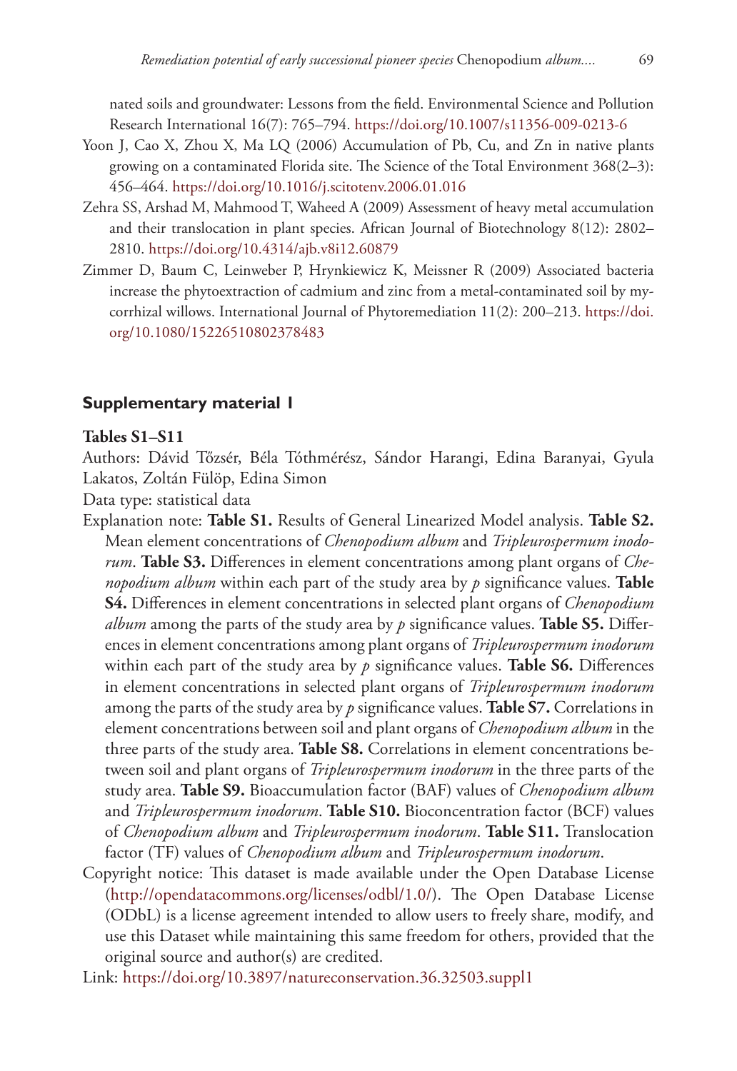nated soils and groundwater: Lessons from the field. Environmental Science and Pollution Research International 16(7): 765–794. https://doi.org/10.1007/s11356-009-0213-6

Yoon J, Cao X, Zhou X, Ma LQ (2006) Accumulation of Pb, Cu, and Zn in native plants growing on a contaminated Florida site. The Science of the Total Environment 368(2–3): 456–464. https://doi.org/10.1016/j.scitotenv.2006.01.016

Zehra SS, Arshad M, Mahmood T, Waheed A (2009) Assessment of heavy metal accumulation and their translocation in plant species. African Journal of Biotechnology 8(12): 2802–2810. https://doi.org/10.4314/ajb.v8i12.60879

Zimmer D, Baum C, Leinweber P, Hrynkiewicz K, Meissner R (2009) Associated bacteria increase the phytoextraction of cadmium and zinc from a metal-contaminated soil by mycorrhizal willows. International Journal of Phytoremediation 11(2): 200–213. https://doi.org/10.1080/15226510802378483

## Supplementary material 1

**Tables S1–S11**

Authors: Dávid Tőzsér, Béla Tóthmérész, Sándor Harangi, Edina Baranyai, Gyula Lakatos, Zoltán Fülöp, Edina Simon

Data type: statistical data

Explanation note: **Table S1.** Results of General Linearized Model analysis. **Table S2.** Mean element concentrations of *Chenopodium album* and *Tripleurospermum inodorum*. **Table S3.** Differences in element concentrations among plant organs of *Chenopodium album* within each part of the study area by *p* significance values. **Table S4.** Differences in element concentrations in selected plant organs of *Chenopodium album* among the parts of the study area by *p* significance values. **Table S5.** Differences in element concentrations among plant organs of *Tripleurospermum inodorum* within each part of the study area by *p* significance values. **Table S6.** Differences in element concentrations in selected plant organs of *Tripleurospermum inodorum* among the parts of the study area by *p* significance values. **Table S7.** Correlations in element concentrations between soil and plant organs of *Chenopodium album* in the three parts of the study area. **Table S8.** Correlations in element concentrations between soil and plant organs of *Tripleurospermum inodorum* in the three parts of the study area. **Table S9.** Bioaccumulation factor (BAF) values of *Chenopodium album* and *Tripleurospermum inodorum*. **Table S10.** Bioconcentration factor (BCF) values of *Chenopodium album* and *Tripleurospermum inodorum*. **Table S11.** Translocation factor (TF) values of *Chenopodium album* and *Tripleurospermum inodorum*.

Copyright notice: This dataset is made available under the Open Database License (http://opendatacommons.org/licenses/odbl/1.0/). The Open Database License (ODbL) is a license agreement intended to allow users to freely share, modify, and use this Dataset while maintaining this same freedom for others, provided that the original source and author(s) are credited.

Link: https://doi.org/10.3897/natureconservation.36.32503.suppl1